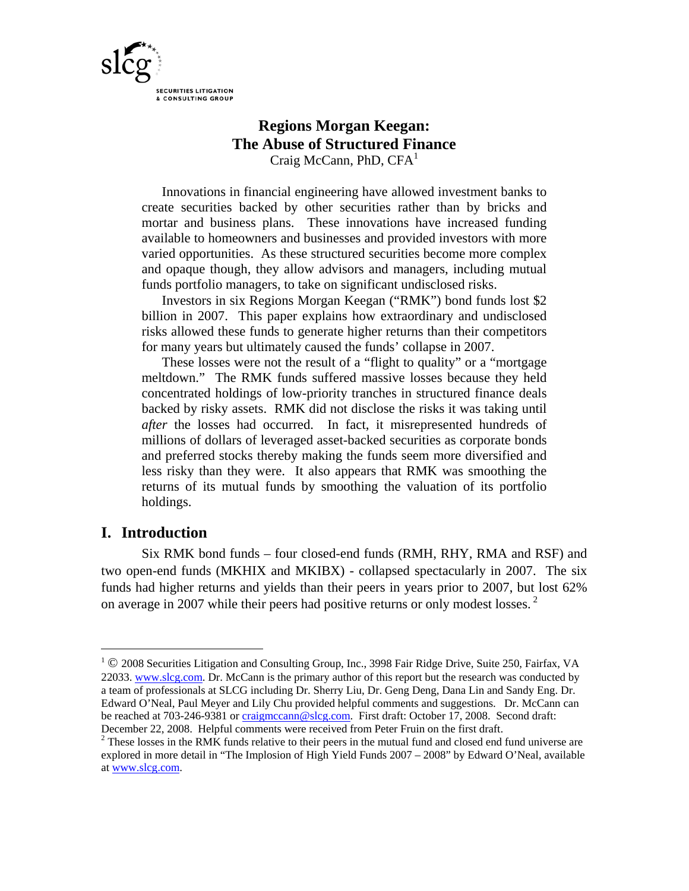# Regions Morgan Keegan: The Abuse of Structured Finance

Craig McCann, PhD, CFA[1]

Innovations in financial engineering have allowed investment banks to create securities backed by other securities rather than by bricks and mortar and business plans. These innovations have increased funding available to homeowners and businesses and provided investors with more varied opportunities. As these structured securities become more complex and opaque though, they allow advisors and managers, including mutual funds portfolio managers, to take on significant undisclosed risks.

Investors in six Regions Morgan Keegan ("RMK") bond funds lost $2 billion in 2007. This paper explains how extraordinary and undisclosed risks allowed these funds to generate higher returns than their competitors for many years but ultimately caused the funds' collapse in 2007.

These losses were not the result of a "flight to quality" or a "mortgage meltdown." The RMK funds suffered massive losses because they held concentrated holdings of low-priority tranches in structured finance deals backed by risky assets. RMK did not disclose the risks it was taking until *after* the losses had occurred. In fact, it misrepresented hundreds of millions of dollars of leveraged asset-backed securities as corporate bonds and preferred stocks thereby making the funds seem more diversified and less risky than they were. It also appears that RMK was smoothing the returns of its mutual funds by smoothing the valuation of its portfolio holdings.

## I. Introduction

Six RMK bond funds – four closed-end funds (RMH, RHY, RMA and RSF) and two open-end funds (MKHIX and MKIBX) - collapsed spectacularly in 2007. The six funds had higher returns and yields than their peers in years prior to 2007, but lost 62% on average in 2007 while their peers had positive returns or only modest losses.[2]

---

[1] © 2008 Securities Litigation and Consulting Group, Inc., 3998 Fair Ridge Drive, Suite 250, Fairfax, VA 22033. www.slcg.com. Dr. McCann is the primary author of this report but the research was conducted by a team of professionals at SLCG including Dr. Sherry Liu, Dr. Geng Deng, Dana Lin and Sandy Eng. Dr. Edward O'Neal, Paul Meyer and Lily Chu provided helpful comments and suggestions. Dr. McCann can be reached at 703-246-9381 or craigmccann@slcg.com. First draft: October 17, 2008. Second draft: December 22, 2008. Helpful comments were received from Peter Fruin on the first draft.

[2] These losses in the RMK funds relative to their peers in the mutual fund and closed end fund universe are explored in more detail in "The Implosion of High Yield Funds 2007 – 2008" by Edward O'Neal, available at www.slcg.com.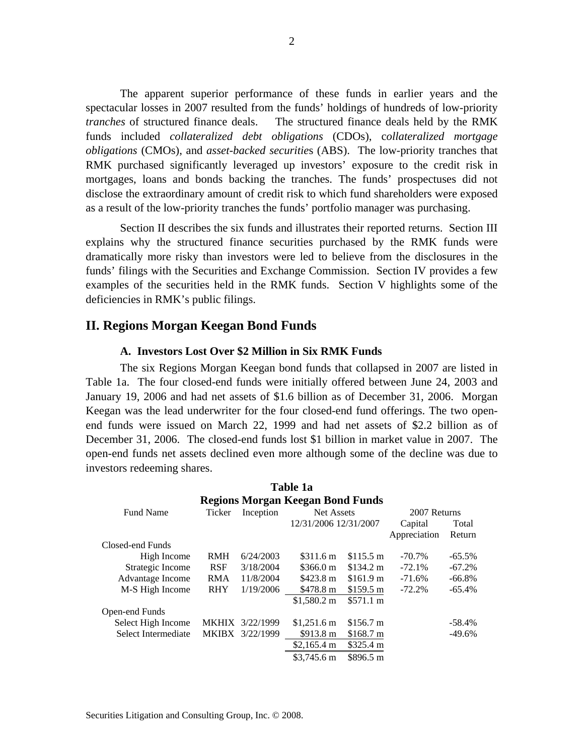The apparent superior performance of these funds in earlier years and the spectacular losses in 2007 resulted from the funds' holdings of hundreds of low-priority *tranches* of structured finance deals. The structured finance deals held by the RMK funds included *collateralized debt obligations* (CDOs), c*ollateralized mortgage obligations* (CMOs), and *asset-backed securitie*s (ABS). The low-priority tranches that RMK purchased significantly leveraged up investors' exposure to the credit risk in mortgages, loans and bonds backing the tranches. The funds' prospectuses did not disclose the extraordinary amount of credit risk to which fund shareholders were exposed as a result of the low-priority tranches the funds' portfolio manager was purchasing.

Section II describes the six funds and illustrates their reported returns. Section III explains why the structured finance securities purchased by the RMK funds were dramatically more risky than investors were led to believe from the disclosures in the funds' filings with the Securities and Exchange Commission. Section IV provides a few examples of the securities held in the RMK funds. Section V highlights some of the deficiencies in RMK's public filings.

## II. Regions Morgan Keegan Bond Funds

### A. Investors Lost Over $2 Million in Six RMK Funds

The six Regions Morgan Keegan bond funds that collapsed in 2007 are listed in Table 1a. The four closed-end funds were initially offered between June 24, 2003 and January 19, 2006 and had net assets of $1.6 billion as of December 31, 2006. Morgan Keegan was the lead underwriter for the four closed-end fund offerings. The two open-end funds were issued on March 22, 1999 and had net assets of $2.2 billion as of December 31, 2006. The closed-end funds lost $1 billion in market value in 2007. The open-end funds net assets declined even more although some of the decline was due to investors redeeming shares.

**Table 1a**
**Regions Morgan Keegan Bond Funds**

| Fund Name | Ticker | Inception | Net Assets | | 2007 Returns | |
|---|---|---|---|---|---|---|
| | | | 12/31/2006 | 12/31/2007 | Capital Appreciation | Total Return |
| Closed-end Funds | | | | | | |
| High Income | RMH | 6/24/2003 | $311.6 m | $115.5 m | -70.7% | -65.5% |
| Strategic Income | RSF | 3/18/2004 | $366.0 m | $134.2 m | -72.1% | -67.2% |
| Advantage Income | RMA | 11/8/2004 | $423.8 m | $161.9 m | -71.6% | -66.8% |
| M-S High Income | RHY | 1/19/2006 | $478.8 m | $159.5 m | -72.2% | -65.4% |
| | | | $1,580.2 m | $571.1 m | | |
| Open-end Funds | | | | | | |
| Select High Income | MKHIX | 3/22/1999 | $1,251.6 m | $156.7 m | | -58.4% |
| Select Intermediate | MKIBX | 3/22/1999 | $913.8 m | $168.7 m | | -49.6% |
| | | | $2,165.4 m | $325.4 m | | |
| | | | $3,745.6 m | $896.5 m | | |

Securities Litigation and Consulting Group, Inc. © 2008.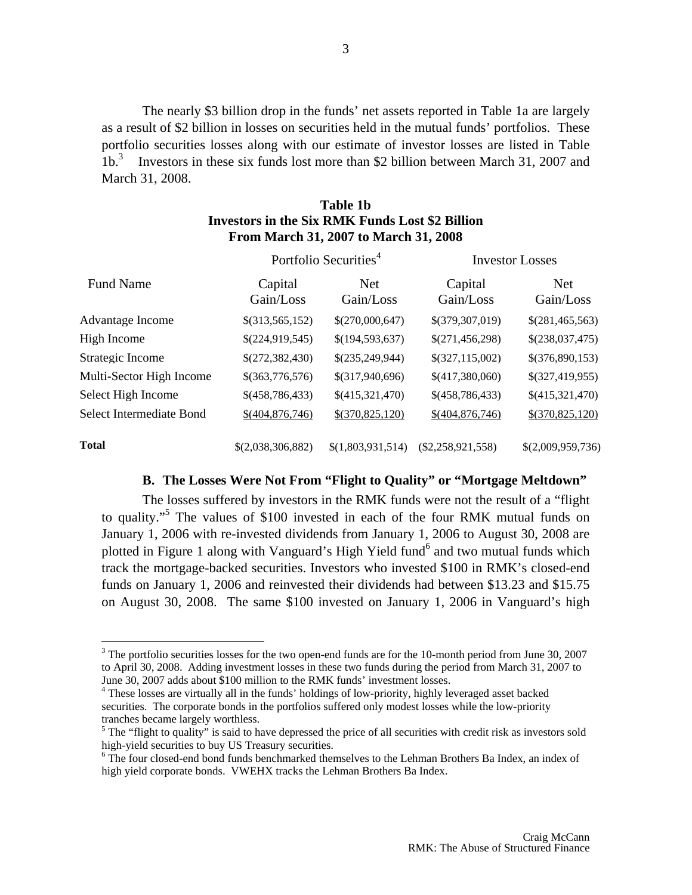The nearly $3 billion drop in the funds' net assets reported in Table 1a are largely as a result of $2 billion in losses on securities held in the mutual funds' portfolios. These portfolio securities losses along with our estimate of investor losses are listed in Table 1b.[3] Investors in these six funds lost more than $2 billion between March 31, 2007 and March 31, 2008.

**Table 1b**
**Investors in the Six RMK Funds Lost $2 Billion From March 31, 2007 to March 31, 2008**

| | Portfolio Securities[4] | | Investor Losses | |
|---|---|---|---|---|
| Fund Name | Capital Gain/Loss | Net Gain/Loss | Capital Gain/Loss | Net Gain/Loss |
| Advantage Income | $(313,565,152) | $(270,000,647) | $(379,307,019) | $(281,465,563) |
| High Income | $(224,919,545) | $(194,593,637) | $(271,456,298) | $(238,037,475) |
| Strategic Income | $(272,382,430) | $(235,249,944) | $(327,115,002) | $(376,890,153) |
| Multi-Sector High Income | $(363,776,576) | $(317,940,696) | $(417,380,060) | $(327,419,955) |
| Select High Income | $(458,786,433) | $(415,321,470) | $(458,786,433) | $(415,321,470) |
| Select Intermediate Bond | $(404,876,746) | $(370,825,120) | $(404,876,746) | $(370,825,120) |
| **Total** | $(2,038,306,882) | $(1,803,931,514) | ($2,258,921,558) | $(2,009,959,736) |

### B. The Losses Were Not From "Flight to Quality" or "Mortgage Meltdown"

The losses suffered by investors in the RMK funds were not the result of a "flight to quality."[5] The values of $100 invested in each of the four RMK mutual funds on January 1, 2006 with re-invested dividends from January 1, 2006 to August 30, 2008 are plotted in Figure 1 along with Vanguard's High Yield fund[6] and two mutual funds which track the mortgage-backed securities. Investors who invested $100 in RMK's closed-end funds on January 1, 2006 and reinvested their dividends had between $13.23 and $15.75 on August 30, 2008. The same $100 invested on January 1, 2006 in Vanguard's high

---

[3] The portfolio securities losses for the two open-end funds are for the 10-month period from June 30, 2007 to April 30, 2008. Adding investment losses in these two funds during the period from March 31, 2007 to June 30, 2007 adds about $100 million to the RMK funds' investment losses.

[4] These losses are virtually all in the funds' holdings of low-priority, highly leveraged asset backed securities. The corporate bonds in the portfolios suffered only modest losses while the low-priority tranches became largely worthless.

[5] The "flight to quality" is said to have depressed the price of all securities with credit risk as investors sold high-yield securities to buy US Treasury securities.

[6] The four closed-end bond funds benchmarked themselves to the Lehman Brothers Ba Index, an index of high yield corporate bonds. VWEHX tracks the Lehman Brothers Ba Index.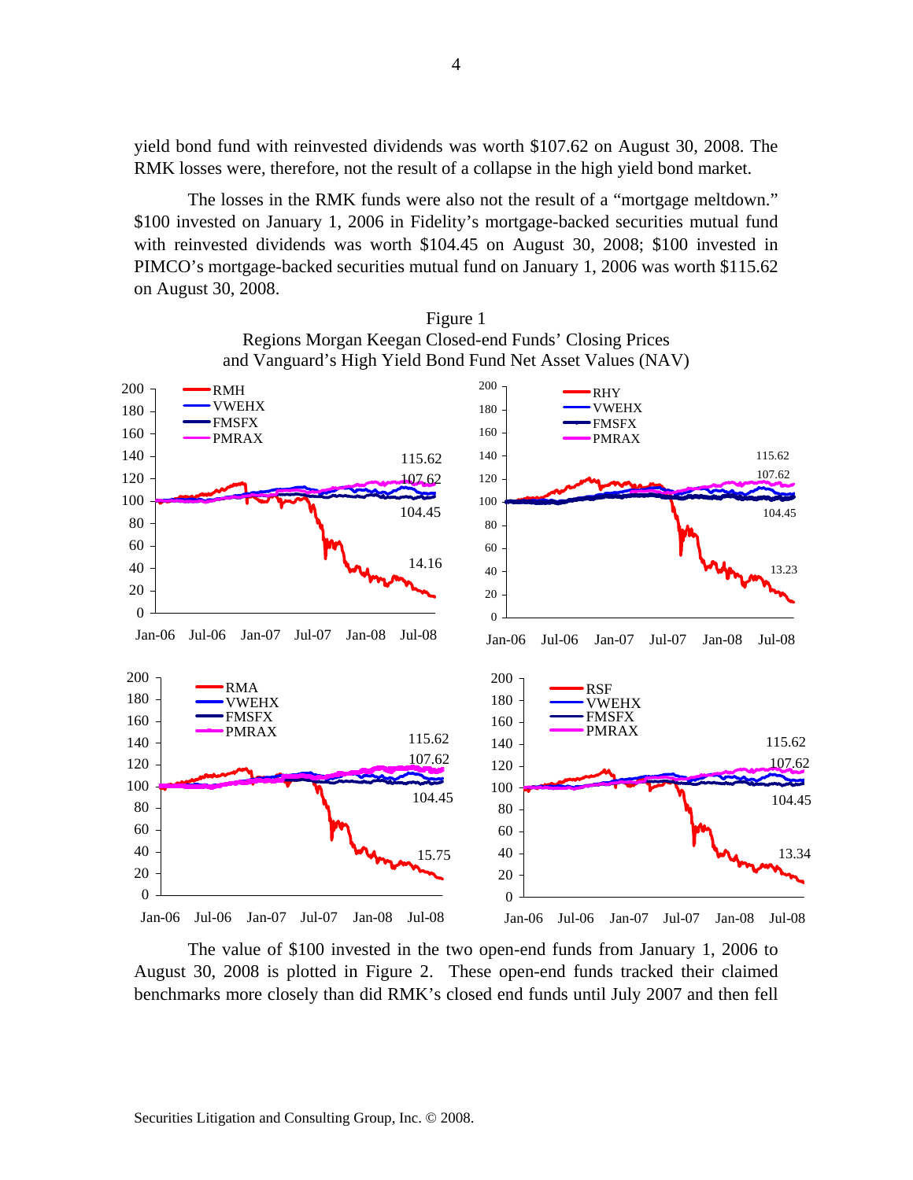yield bond fund with reinvested dividends was worth $107.62 on August 30, 2008. The RMK losses were, therefore, not the result of a collapse in the high yield bond market.

The losses in the RMK funds were also not the result of a "mortgage meltdown." $100 invested on January 1, 2006 in Fidelity's mortgage-backed securities mutual fund with reinvested dividends was worth $104.45 on August 30, 2008; $100 invested in PIMCO's mortgage-backed securities mutual fund on January 1, 2006 was worth $115.62 on August 30, 2008.

Figure 1
Regions Morgan Keegan Closed-end Funds' Closing Prices
and Vanguard's High Yield Bond Fund Net Asset Values (NAV)

RMH
VWEHX
FMSFX
PMRAX
200
180
160
140
120
100
80
60
40
20
0
Jan-06 Jul-06 Jan-07 Jul-07 Jan-08 Jul-08
115.62
107.62
104.45
14.16

RHY
VWEHX
FMSFX
PMRAX
200
180
160
140
120
100
80
60
40
20
0
Jan-06 Jul-06 Jan-07 Jul-07 Jan-08 Jul-08
115.62
107.62
104.45
13.23

RMA
VWEHX
FMSFX
PMRAX
200
180
160
140
120
100
80
60
40
20
0
Jan-06 Jul-06 Jan-07 Jul-07 Jan-08 Jul-08
115.62
107.62
104.45
15.75

RSF
VWEHX
FMSFX
PMRAX
200
180
160
140
120
100
80
60
40
20
0
Jan-06 Jul-06 Jan-07 Jul-07 Jan-08 Jul-08
115.62
107.62
104.45
13.34

The value of $100 invested in the two open-end funds from January 1, 2006 to August 30, 2008 is plotted in Figure 2. These open-end funds tracked their claimed benchmarks more closely than did RMK's closed end funds until July 2007 and then fell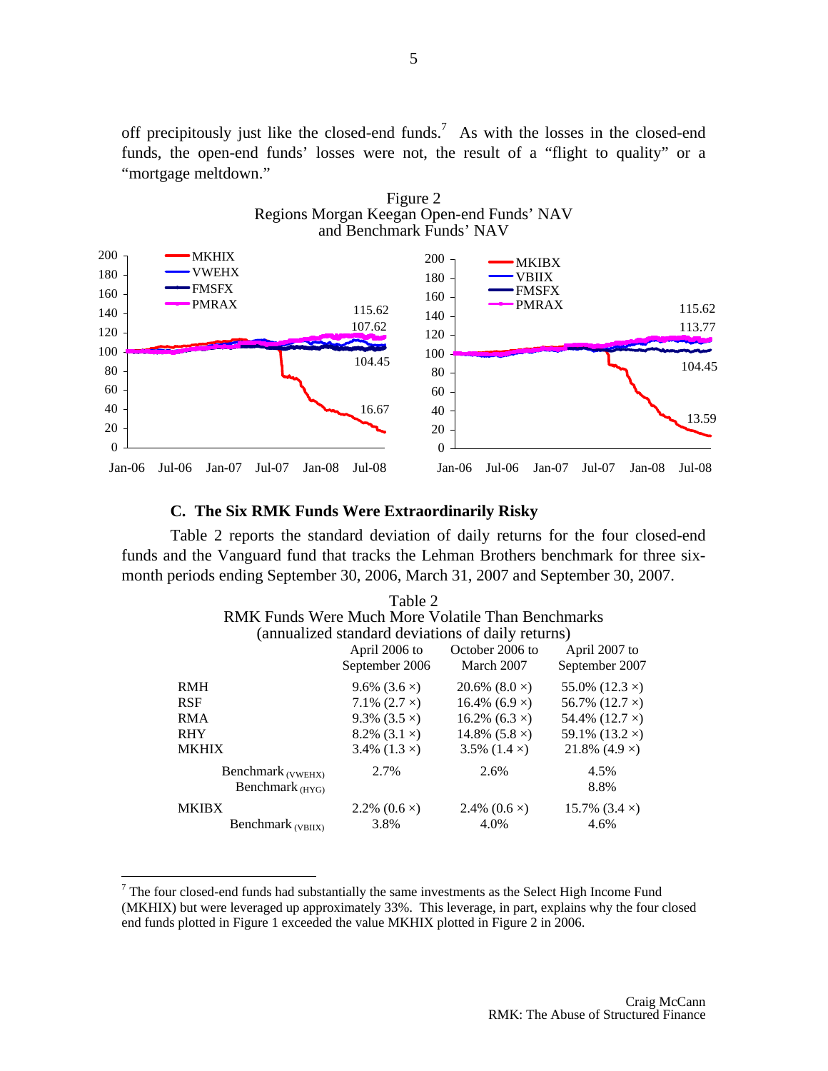off precipitously just like the closed-end funds.[7] As with the losses in the closed-end funds, the open-end funds' losses were not, the result of a "flight to quality" or a "mortgage meltdown."

Figure 2
Regions Morgan Keegan Open-end Funds' NAV
and Benchmark Funds' NAV

MKHIX
VWEHX
FMSFX
PMRAX
200
180
160
140
120
100
80
60
40
20
0
115.62
107.62
104.45
16.67
Jan-06 Jul-06 Jan-07 Jul-07 Jan-08 Jul-08

MKIBX
VBIIX
FMSFX
PMRAX
200
180
160
140
120
100
80
60
40
20
0
115.62
113.77
104.45
13.59
Jan-06 Jul-06 Jan-07 Jul-07 Jan-08 Jul-08

### C. The Six RMK Funds Were Extraordinarily Risky

Table 2 reports the standard deviation of daily returns for the four closed-end funds and the Vanguard fund that tracks the Lehman Brothers benchmark for three six-month periods ending September 30, 2006, March 31, 2007 and September 30, 2007.

Table 2
RMK Funds Were Much More Volatile Than Benchmarks
(annualized standard deviations of daily returns)

| | April 2006 to September 2006 | October 2006 to March 2007 | April 2007 to September 2007 |
|---|---|---|---|
| RMH | 9.6% (3.6 ×) | 20.6% (8.0 ×) | 55.0% (12.3 ×) |
| RSF | 7.1% (2.7 ×) | 16.4% (6.9 ×) | 56.7% (12.7 ×) |
| RMA | 9.3% (3.5 ×) | 16.2% (6.3 ×) | 54.4% (12.7 ×) |
| RHY | 8.2% (3.1 ×) | 14.8% (5.8 ×) | 59.1% (13.2 ×) |
| MKHIX | 3.4% (1.3 ×) | 3.5% (1.4 ×) | 21.8% (4.9 ×) |
| Benchmark $_{(VWEHX)}$ | 2.7% | 2.6% | 4.5% |
| Benchmark $_{(HYG)}$ | | | 8.8% |
| MKIBX | 2.2% (0.6 ×) | 2.4% (0.6 ×) | 15.7% (3.4 ×) |
| Benchmark $_{(VBIIX)}$ | 3.8% | 4.0% | 4.6% |

[7] The four closed-end funds had substantially the same investments as the Select High Income Fund (MKHIX) but were leveraged up approximately 33%. This leverage, in part, explains why the four closed end funds plotted in Figure 1 exceeded the value MKHIX plotted in Figure 2 in 2006.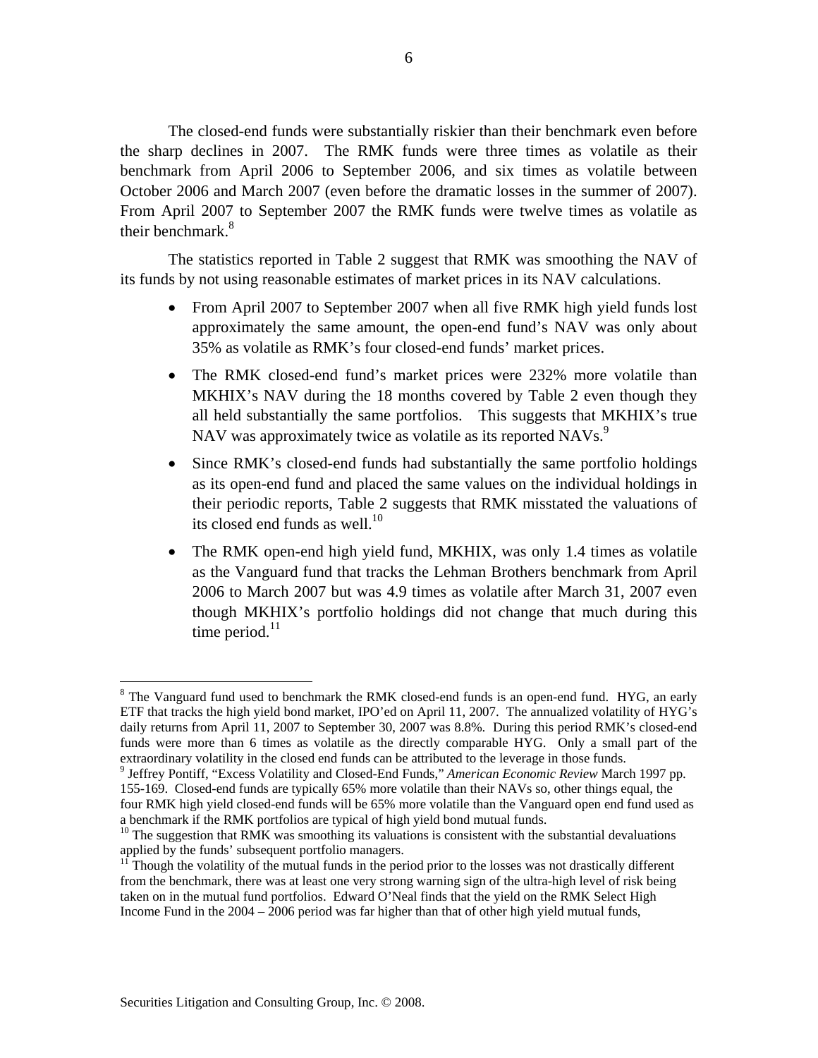The closed-end funds were substantially riskier than their benchmark even before the sharp declines in 2007. The RMK funds were three times as volatile as their benchmark from April 2006 to September 2006, and six times as volatile between October 2006 and March 2007 (even before the dramatic losses in the summer of 2007). From April 2007 to September 2007 the RMK funds were twelve times as volatile as their benchmark.[8]

The statistics reported in Table 2 suggest that RMK was smoothing the NAV of its funds by not using reasonable estimates of market prices in its NAV calculations.

- From April 2007 to September 2007 when all five RMK high yield funds lost approximately the same amount, the open-end fund's NAV was only about 35% as volatile as RMK's four closed-end funds' market prices.
- The RMK closed-end fund's market prices were 232% more volatile than MKHIX's NAV during the 18 months covered by Table 2 even though they all held substantially the same portfolios. This suggests that MKHIX's true NAV was approximately twice as volatile as its reported NAVs.[9]
- Since RMK's closed-end funds had substantially the same portfolio holdings as its open-end fund and placed the same values on the individual holdings in their periodic reports, Table 2 suggests that RMK misstated the valuations of its closed end funds as well.[10]
- The RMK open-end high yield fund, MKHIX, was only 1.4 times as volatile as the Vanguard fund that tracks the Lehman Brothers benchmark from April 2006 to March 2007 but was 4.9 times as volatile after March 31, 2007 even though MKHIX's portfolio holdings did not change that much during this time period.[11]

---

[8] The Vanguard fund used to benchmark the RMK closed-end funds is an open-end fund. HYG, an early ETF that tracks the high yield bond market, IPO'ed on April 11, 2007. The annualized volatility of HYG's daily returns from April 11, 2007 to September 30, 2007 was 8.8%. During this period RMK's closed-end funds were more than 6 times as volatile as the directly comparable HYG. Only a small part of the extraordinary volatility in the closed end funds can be attributed to the leverage in those funds.

[9] Jeffrey Pontiff, "Excess Volatility and Closed-End Funds," *American Economic Review* March 1997 pp. 155-169. Closed-end funds are typically 65% more volatile than their NAVs so, other things equal, the four RMK high yield closed-end funds will be 65% more volatile than the Vanguard open end fund used as a benchmark if the RMK portfolios are typical of high yield bond mutual funds.

[10] The suggestion that RMK was smoothing its valuations is consistent with the substantial devaluations applied by the funds' subsequent portfolio managers.

[11] Though the volatility of the mutual funds in the period prior to the losses was not drastically different from the benchmark, there was at least one very strong warning sign of the ultra-high level of risk being taken on in the mutual fund portfolios. Edward O'Neal finds that the yield on the RMK Select High Income Fund in the 2004 – 2006 period was far higher than that of other high yield mutual funds,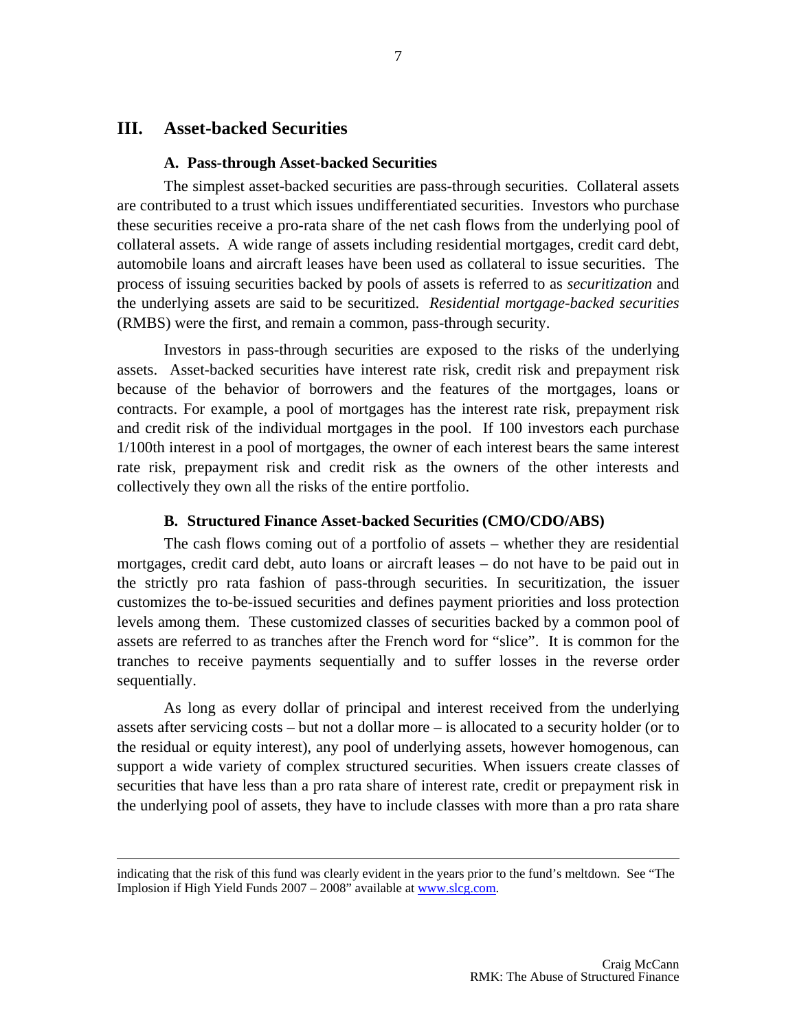## III. Asset-backed Securities

### A. Pass-through Asset-backed Securities

The simplest asset-backed securities are pass-through securities. Collateral assets are contributed to a trust which issues undifferentiated securities. Investors who purchase these securities receive a pro-rata share of the net cash flows from the underlying pool of collateral assets. A wide range of assets including residential mortgages, credit card debt, automobile loans and aircraft leases have been used as collateral to issue securities. The process of issuing securities backed by pools of assets is referred to as *securitization* and the underlying assets are said to be securitized. *Residential mortgage-backed securities* (RMBS) were the first, and remain a common, pass-through security.

Investors in pass-through securities are exposed to the risks of the underlying assets. Asset-backed securities have interest rate risk, credit risk and prepayment risk because of the behavior of borrowers and the features of the mortgages, loans or contracts. For example, a pool of mortgages has the interest rate risk, prepayment risk and credit risk of the individual mortgages in the pool. If 100 investors each purchase 1/100th interest in a pool of mortgages, the owner of each interest bears the same interest rate risk, prepayment risk and credit risk as the owners of the other interests and collectively they own all the risks of the entire portfolio.

### B. Structured Finance Asset-backed Securities (CMO/CDO/ABS)

The cash flows coming out of a portfolio of assets – whether they are residential mortgages, credit card debt, auto loans or aircraft leases – do not have to be paid out in the strictly pro rata fashion of pass-through securities. In securitization, the issuer customizes the to-be-issued securities and defines payment priorities and loss protection levels among them. These customized classes of securities backed by a common pool of assets are referred to as tranches after the French word for "slice". It is common for the tranches to receive payments sequentially and to suffer losses in the reverse order sequentially.

As long as every dollar of principal and interest received from the underlying assets after servicing costs – but not a dollar more – is allocated to a security holder (or to the residual or equity interest), any pool of underlying assets, however homogenous, can support a wide variety of complex structured securities. When issuers create classes of securities that have less than a pro rata share of interest rate, credit or prepayment risk in the underlying pool of assets, they have to include classes with more than a pro rata share

---

indicating that the risk of this fund was clearly evident in the years prior to the fund's meltdown. See "The Implosion if High Yield Funds 2007 – 2008" available at www.slcg.com.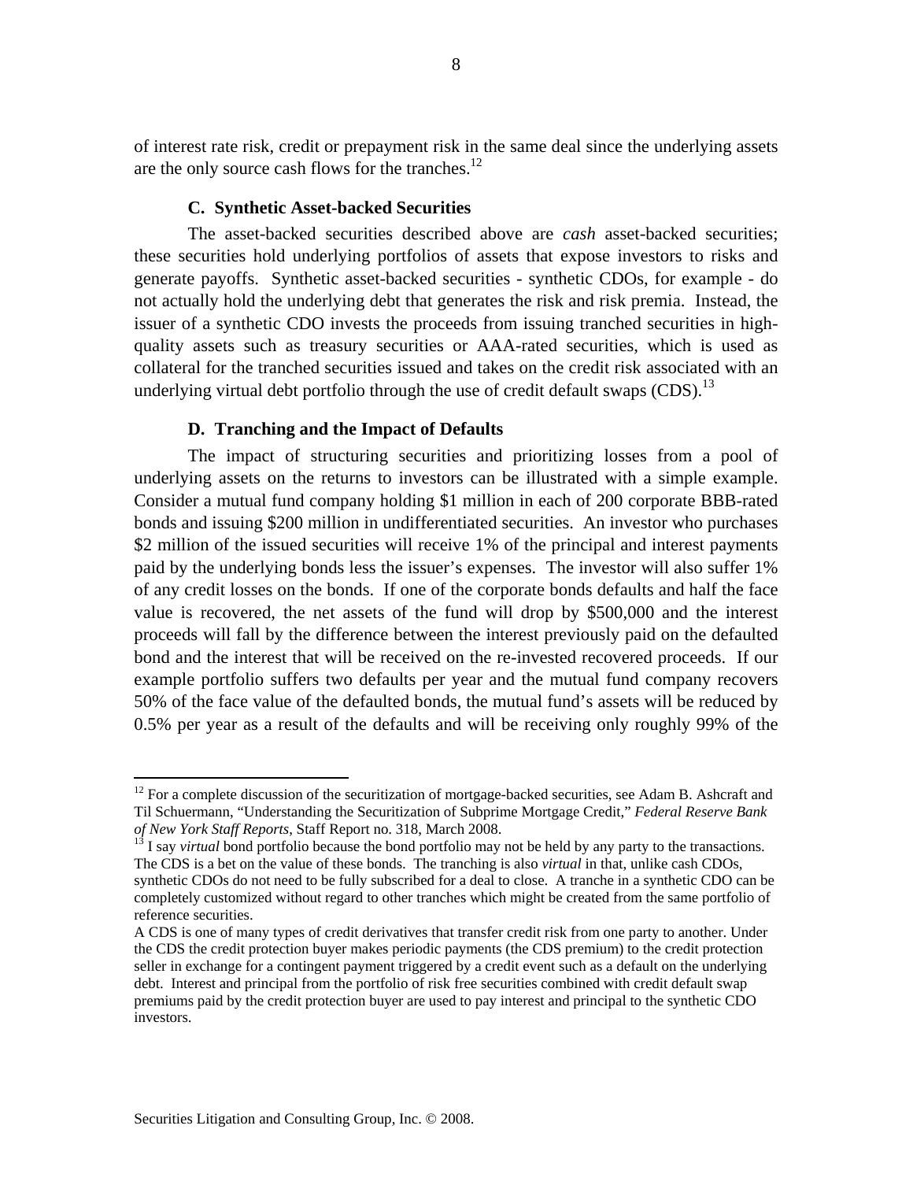of interest rate risk, credit or prepayment risk in the same deal since the underlying assets are the only source cash flows for the tranches.[12]

### C. Synthetic Asset-backed Securities

The asset-backed securities described above are *cash* asset-backed securities; these securities hold underlying portfolios of assets that expose investors to risks and generate payoffs. Synthetic asset-backed securities - synthetic CDOs, for example - do not actually hold the underlying debt that generates the risk and risk premia. Instead, the issuer of a synthetic CDO invests the proceeds from issuing tranched securities in high-quality assets such as treasury securities or AAA-rated securities, which is used as collateral for the tranched securities issued and takes on the credit risk associated with an underlying virtual debt portfolio through the use of credit default swaps (CDS).[13]

### D. Tranching and the Impact of Defaults

The impact of structuring securities and prioritizing losses from a pool of underlying assets on the returns to investors can be illustrated with a simple example. Consider a mutual fund company holding $1 million in each of 200 corporate BBB-rated bonds and issuing $200 million in undifferentiated securities. An investor who purchases $2 million of the issued securities will receive 1% of the principal and interest payments paid by the underlying bonds less the issuer's expenses. The investor will also suffer 1% of any credit losses on the bonds. If one of the corporate bonds defaults and half the face value is recovered, the net assets of the fund will drop by $500,000 and the interest proceeds will fall by the difference between the interest previously paid on the defaulted bond and the interest that will be received on the re-invested recovered proceeds. If our example portfolio suffers two defaults per year and the mutual fund company recovers 50% of the face value of the defaulted bonds, the mutual fund's assets will be reduced by 0.5% per year as a result of the defaults and will be receiving only roughly 99% of the

---

[12] For a complete discussion of the securitization of mortgage-backed securities, see Adam B. Ashcraft and Til Schuermann, "Understanding the Securitization of Subprime Mortgage Credit," *Federal Reserve Bank of New York Staff Reports*, Staff Report no. 318, March 2008.

[13] I say *virtual* bond portfolio because the bond portfolio may not be held by any party to the transactions. The CDS is a bet on the value of these bonds. The tranching is also *virtual* in that, unlike cash CDOs, synthetic CDOs do not need to be fully subscribed for a deal to close. A tranche in a synthetic CDO can be completely customized without regard to other tranches which might be created from the same portfolio of reference securities.

A CDS is one of many types of credit derivatives that transfer credit risk from one party to another. Under the CDS the credit protection buyer makes periodic payments (the CDS premium) to the credit protection seller in exchange for a contingent payment triggered by a credit event such as a default on the underlying debt. Interest and principal from the portfolio of risk free securities combined with credit default swap premiums paid by the credit protection buyer are used to pay interest and principal to the synthetic CDO investors.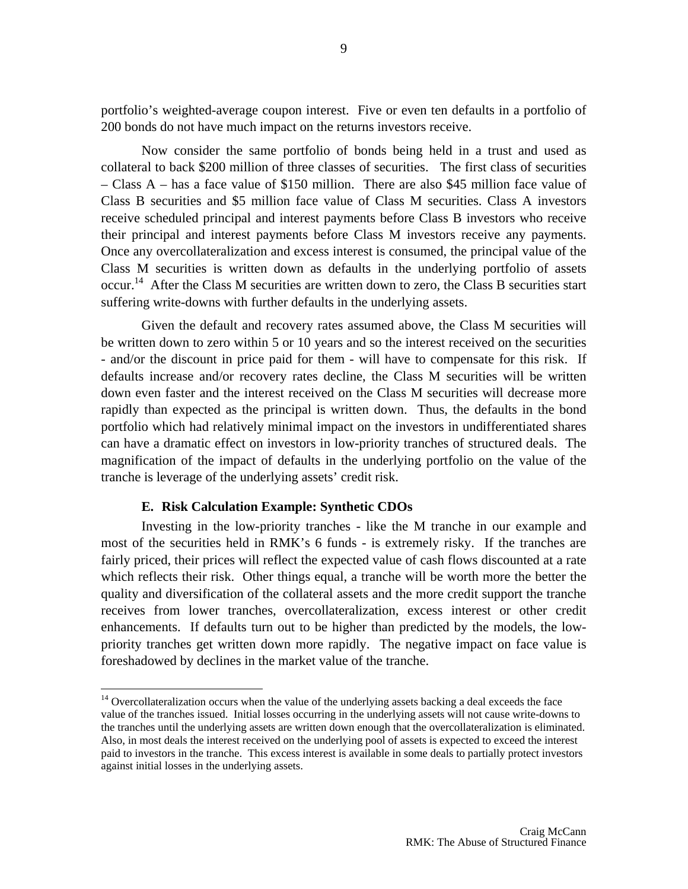portfolio's weighted-average coupon interest. Five or even ten defaults in a portfolio of 200 bonds do not have much impact on the returns investors receive.

Now consider the same portfolio of bonds being held in a trust and used as collateral to back $200 million of three classes of securities. The first class of securities – Class A – has a face value of $150 million. There are also $45 million face value of Class B securities and $5 million face value of Class M securities. Class A investors receive scheduled principal and interest payments before Class B investors who receive their principal and interest payments before Class M investors receive any payments. Once any overcollateralization and excess interest is consumed, the principal value of the Class M securities is written down as defaults in the underlying portfolio of assets occur.[14] After the Class M securities are written down to zero, the Class B securities start suffering write-downs with further defaults in the underlying assets.

Given the default and recovery rates assumed above, the Class M securities will be written down to zero within 5 or 10 years and so the interest received on the securities - and/or the discount in price paid for them - will have to compensate for this risk. If defaults increase and/or recovery rates decline, the Class M securities will be written down even faster and the interest received on the Class M securities will decrease more rapidly than expected as the principal is written down. Thus, the defaults in the bond portfolio which had relatively minimal impact on the investors in undifferentiated shares can have a dramatic effect on investors in low-priority tranches of structured deals. The magnification of the impact of defaults in the underlying portfolio on the value of the tranche is leverage of the underlying assets' credit risk.

### E. Risk Calculation Example: Synthetic CDOs

Investing in the low-priority tranches - like the M tranche in our example and most of the securities held in RMK's 6 funds - is extremely risky. If the tranches are fairly priced, their prices will reflect the expected value of cash flows discounted at a rate which reflects their risk. Other things equal, a tranche will be worth more the better the quality and diversification of the collateral assets and the more credit support the tranche receives from lower tranches, overcollateralization, excess interest or other credit enhancements. If defaults turn out to be higher than predicted by the models, the low-priority tranches get written down more rapidly. The negative impact on face value is foreshadowed by declines in the market value of the tranche.

[14] Overcollateralization occurs when the value of the underlying assets backing a deal exceeds the face value of the tranches issued. Initial losses occurring in the underlying assets will not cause write-downs to the tranches until the underlying assets are written down enough that the overcollateralization is eliminated. Also, in most deals the interest received on the underlying pool of assets is expected to exceed the interest paid to investors in the tranche. This excess interest is available in some deals to partially protect investors against initial losses in the underlying assets.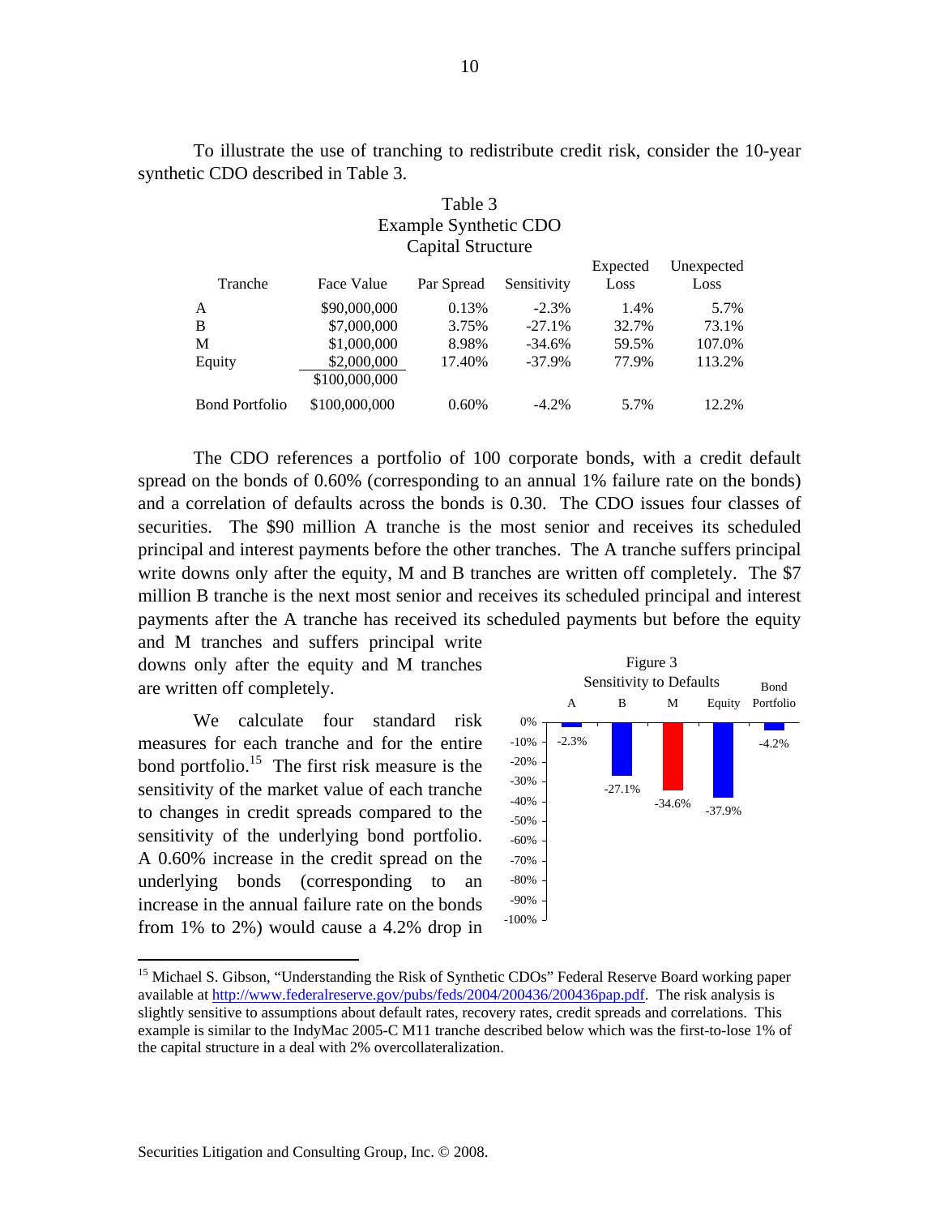To illustrate the use of tranching to redistribute credit risk, consider the 10-year synthetic CDO described in Table 3.

Table 3
Example Synthetic CDO
Capital Structure

| Tranche | Face Value | Par Spread | Sensitivity | Expected Loss | Unexpected Loss |
|---|---|---|---|---|---|
| A | $90,000,000 | 0.13% | -2.3% | 1.4% | 5.7% |
| B | $7,000,000 | 3.75% | -27.1% | 32.7% | 73.1% |
| M | $1,000,000 | 8.98% | -34.6% | 59.5% | 107.0% |
| Equity | $2,000,000 | 17.40% | -37.9% | 77.9% | 113.2% |
| | $100,000,000 | | | | |
| Bond Portfolio | $100,000,000 | 0.60% | -4.2% | 5.7% | 12.2% |

The CDO references a portfolio of 100 corporate bonds, with a credit default spread on the bonds of 0.60% (corresponding to an annual 1% failure rate on the bonds) and a correlation of defaults across the bonds is 0.30. The CDO issues four classes of securities. The $90 million A tranche is the most senior and receives its scheduled principal and interest payments before the other tranches. The A tranche suffers principal write downs only after the equity, M and B tranches are written off completely. The $7 million B tranche is the next most senior and receives its scheduled principal and interest payments after the A tranche has received its scheduled payments but before the equity and M tranches and suffers principal write downs only after the equity and M tranches are written off completely.

Figure 3
Sensitivity to Defaults

A B M Equity Bond Portfolio

0% -10% -20% -30% -40% -50% -60% -70% -80% -90% -100%

-2.3% -27.1% -34.6% -37.9% -4.2%

We calculate four standard risk measures for each tranche and for the entire bond portfolio.[15] The first risk measure is the sensitivity of the market value of each tranche to changes in credit spreads compared to the sensitivity of the underlying bond portfolio. A 0.60% increase in the credit spread on the underlying bonds (corresponding to an increase in the annual failure rate on the bonds from 1% to 2%) would cause a 4.2% drop in

[15] Michael S. Gibson, "Understanding the Risk of Synthetic CDOs" Federal Reserve Board working paper available at http://www.federalreserve.gov/pubs/feds/2004/200436/200436pap.pdf. The risk analysis is slightly sensitive to assumptions about default rates, recovery rates, credit spreads and correlations. This example is similar to the IndyMac 2005-C M11 tranche described below which was the first-to-lose 1% of the capital structure in a deal with 2% overcollateralization.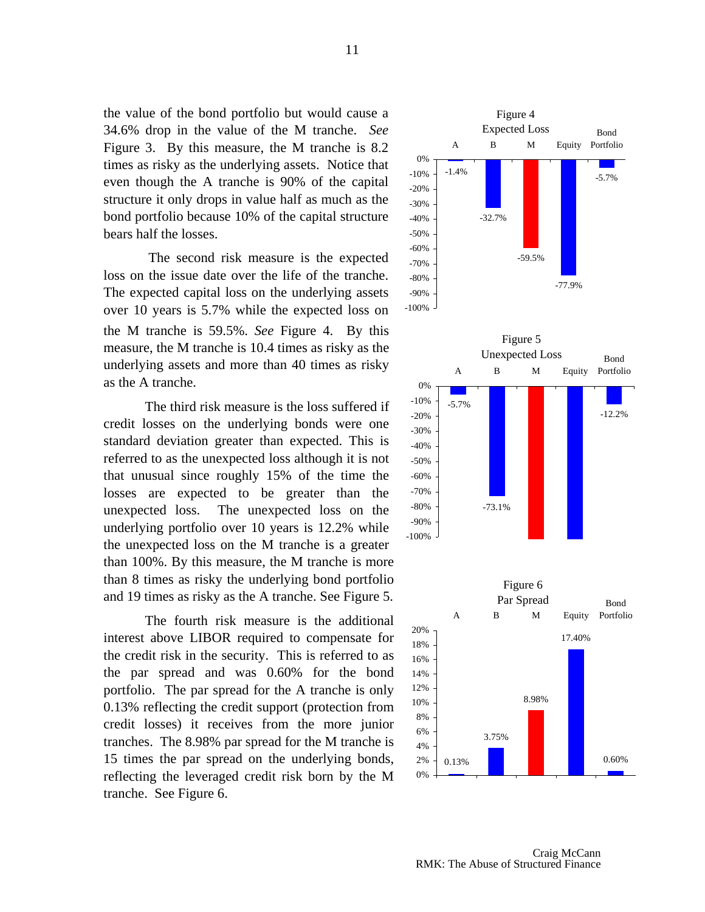the value of the bond portfolio but would cause a 34.6% drop in the value of the M tranche. *See* Figure 3. By this measure, the M tranche is 8.2 times as risky as the underlying assets. Notice that even though the A tranche is 90% of the capital structure it only drops in value half as much as the bond portfolio because 10% of the capital structure bears half the losses.

The second risk measure is the expected loss on the issue date over the life of the tranche. The expected capital loss on the underlying assets over 10 years is 5.7% while the expected loss on the M tranche is 59.5%. *See* Figure 4. By this measure, the M tranche is 10.4 times as risky as the underlying assets and more than 40 times as risky as the A tranche.

The third risk measure is the loss suffered if credit losses on the underlying bonds were one standard deviation greater than expected. This is referred to as the unexpected loss although it is not that unusual since roughly 15% of the time the losses are expected to be greater than the unexpected loss. The unexpected loss on the underlying portfolio over 10 years is 12.2% while the unexpected loss on the M tranche is a greater than 100%. By this measure, the M tranche is more than 8 times as risky the underlying bond portfolio and 19 times as risky as the A tranche. See Figure 5.

The fourth risk measure is the additional interest above LIBOR required to compensate for the credit risk in the security. This is referred to as the par spread and was 0.60% for the bond portfolio. The par spread for the A tranche is only 0.13% reflecting the credit support (protection from credit losses) it receives from the more junior tranches. The 8.98% par spread for the M tranche is 15 times the par spread on the underlying bonds, reflecting the leveraged credit risk born by the M tranche. See Figure 6.

Figure 4
Expected Loss

A B M Equity Bond Portfolio

0% -10% -20% -30% -40% -50% -60% -70% -80% -90% -100%

-1.4% -32.7% -59.5% -77.9% -5.7%

Figure 5
Unexpected Loss

A B M Equity Bond Portfolio

0% -10% -20% -30% -40% -50% -60% -70% -80% -90% -100%

-5.7% -73.1% -12.2%

Figure 6
Par Spread

A B M Equity Bond Portfolio

20% 18% 16% 14% 12% 10% 8% 6% 4% 2% 0%

0.13% 3.75% 8.98% 17.40% 0.60%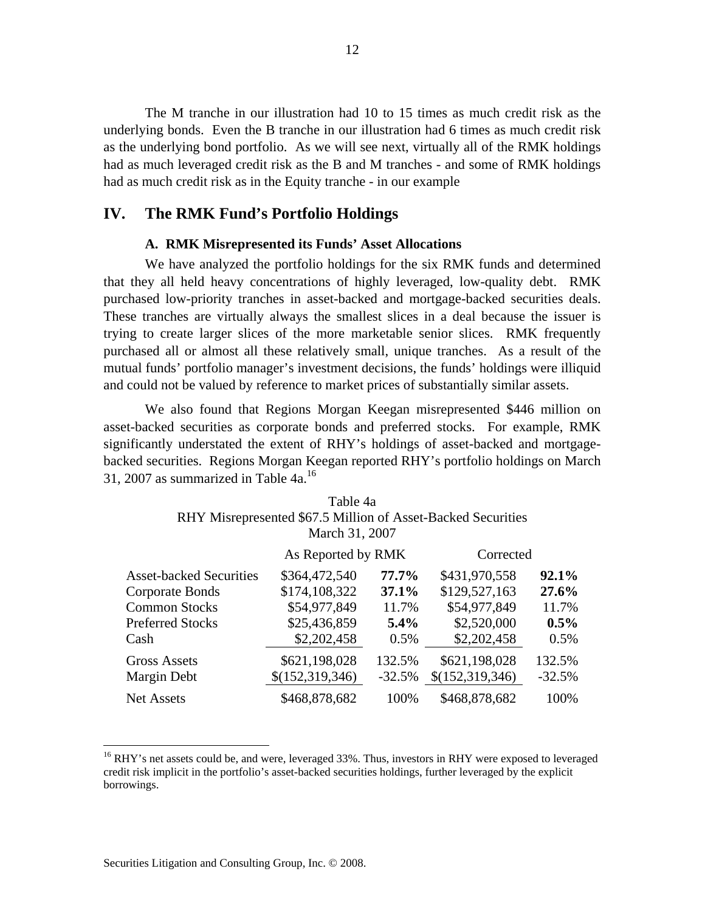The M tranche in our illustration had 10 to 15 times as much credit risk as the underlying bonds. Even the B tranche in our illustration had 6 times as much credit risk as the underlying bond portfolio. As we will see next, virtually all of the RMK holdings had as much leveraged credit risk as the B and M tranches - and some of RMK holdings had as much credit risk as in the Equity tranche - in our example

## IV. The RMK Fund's Portfolio Holdings

### A. RMK Misrepresented its Funds' Asset Allocations

We have analyzed the portfolio holdings for the six RMK funds and determined that they all held heavy concentrations of highly leveraged, low-quality debt. RMK purchased low-priority tranches in asset-backed and mortgage-backed securities deals. These tranches are virtually always the smallest slices in a deal because the issuer is trying to create larger slices of the more marketable senior slices. RMK frequently purchased all or almost all these relatively small, unique tranches. As a result of the mutual funds' portfolio manager's investment decisions, the funds' holdings were illiquid and could not be valued by reference to market prices of substantially similar assets.

We also found that Regions Morgan Keegan misrepresented $446 million on asset-backed securities as corporate bonds and preferred stocks. For example, RMK significantly understated the extent of RHY's holdings of asset-backed and mortgage-backed securities. Regions Morgan Keegan reported RHY's portfolio holdings on March 31, 2007 as summarized in Table 4a.[16]

Table 4a
RHY Misrepresented $67.5 Million of Asset-Backed Securities
March 31, 2007

| | As Reported by RMK | | Corrected | |
|---|---|---|---|---|
| Asset-backed Securities | $364,472,540 | **77.7%** | $431,970,558 | **92.1%** |
| Corporate Bonds | $174,108,322 | **37.1%** | $129,527,163 | **27.6%** |
| Common Stocks | $54,977,849 | 11.7% | $54,977,849 | 11.7% |
| Preferred Stocks | $25,436,859 | **5.4%** | $2,520,000 | **0.5%** |
| Cash | $2,202,458 | 0.5% | $2,202,458 | 0.5% |
| Gross Assets | $621,198,028 | 132.5% | $621,198,028 | 132.5% |
| Margin Debt | $(152,319,346) | -32.5% | $(152,319,346) | -32.5% |
| Net Assets | $468,878,682 | 100% | $468,878,682 | 100% |

[16] RHY's net assets could be, and were, leveraged 33%. Thus, investors in RHY were exposed to leveraged credit risk implicit in the portfolio's asset-backed securities holdings, further leveraged by the explicit borrowings.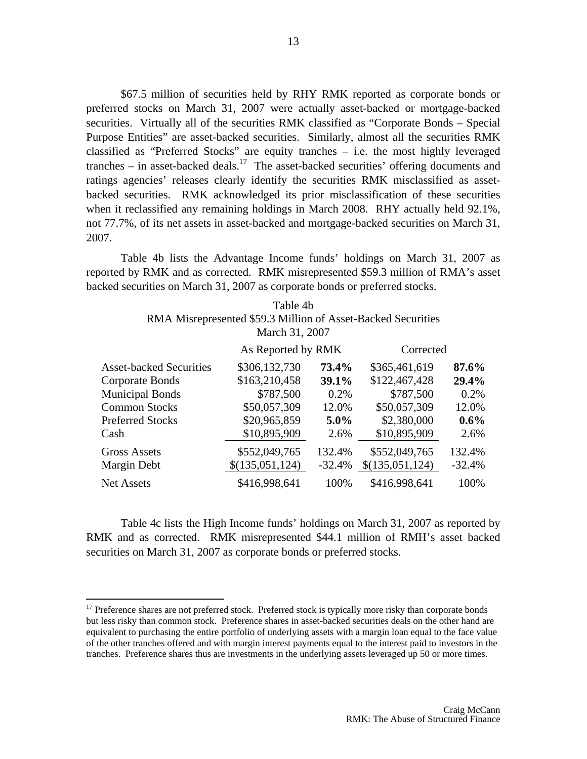$67.5 million of securities held by RHY RMK reported as corporate bonds or preferred stocks on March 31, 2007 were actually asset-backed or mortgage-backed securities. Virtually all of the securities RMK classified as "Corporate Bonds – Special Purpose Entities" are asset-backed securities. Similarly, almost all the securities RMK classified as "Preferred Stocks" are equity tranches – i.e. the most highly leveraged tranches – in asset-backed deals.[17] The asset-backed securities' offering documents and ratings agencies' releases clearly identify the securities RMK misclassified as asset-backed securities. RMK acknowledged its prior misclassification of these securities when it reclassified any remaining holdings in March 2008. RHY actually held 92.1%, not 77.7%, of its net assets in asset-backed and mortgage-backed securities on March 31, 2007.

Table 4b lists the Advantage Income funds' holdings on March 31, 2007 as reported by RMK and as corrected. RMK misrepresented $59.3 million of RMA's asset backed securities on March 31, 2007 as corporate bonds or preferred stocks.

Table 4b
RMA Misrepresented $59.3 Million of Asset-Backed Securities
March 31, 2007

| | As Reported by RMK | | Corrected | |
|---|---|---|---|---|
| Asset-backed Securities | $306,132,730 | **73.4%** | $365,461,619 | **87.6%** |
| Corporate Bonds | $163,210,458 | **39.1%** | $122,467,428 | **29.4%** |
| Municipal Bonds | $787,500 | 0.2% | $787,500 | 0.2% |
| Common Stocks | $50,057,309 | 12.0% | $50,057,309 | 12.0% |
| Preferred Stocks | $20,965,859 | **5.0%** | $2,380,000 | **0.6%** |
| Cash | $10,895,909 | 2.6% | $10,895,909 | 2.6% |
| Gross Assets | $552,049,765 | 132.4% | $552,049,765 | 132.4% |
| Margin Debt | $(135,051,124) | -32.4% | $(135,051,124) | -32.4% |
| Net Assets | $416,998,641 | 100% | $416,998,641 | 100% |

Table 4c lists the High Income funds' holdings on March 31, 2007 as reported by RMK and as corrected. RMK misrepresented $44.1 million of RMH's asset backed securities on March 31, 2007 as corporate bonds or preferred stocks.

[17] Preference shares are not preferred stock. Preferred stock is typically more risky than corporate bonds but less risky than common stock. Preference shares in asset-backed securities deals on the other hand are equivalent to purchasing the entire portfolio of underlying assets with a margin loan equal to the face value of the other tranches offered and with margin interest payments equal to the interest paid to investors in the tranches. Preference shares thus are investments in the underlying assets leveraged up 50 or more times.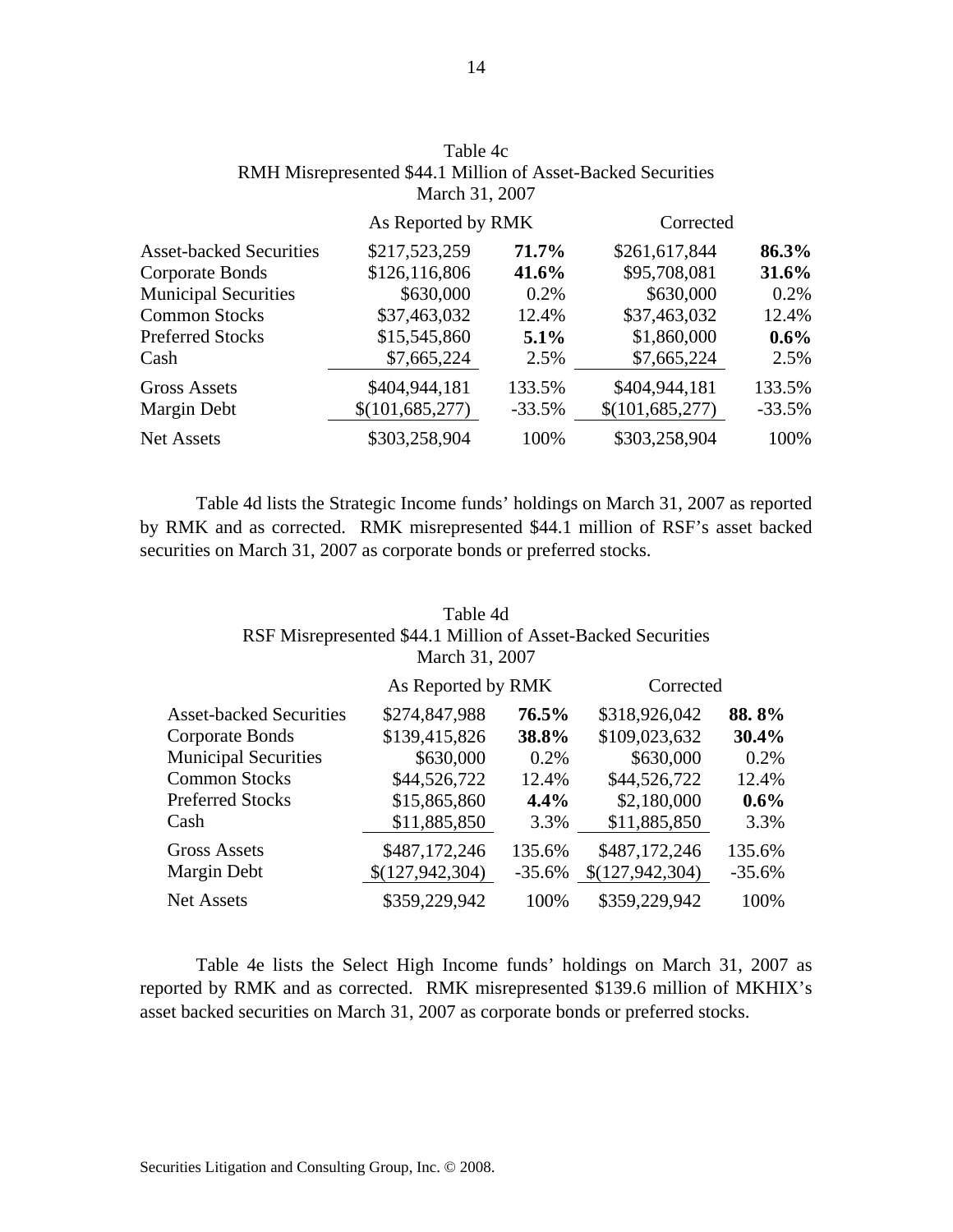Table 4c
RMH Misrepresented $44.1 Million of Asset-Backed Securities
March 31, 2007

| | As Reported by RMK | | Corrected | |
|---|---|---|---|---|
| Asset-backed Securities | $217,523,259 | **71.7%** | $261,617,844 | **86.3%** |
| Corporate Bonds | $126,116,806 | **41.6%** | $95,708,081 | **31.6%** |
| Municipal Securities | $630,000 | 0.2% | $630,000 | 0.2% |
| Common Stocks | $37,463,032 | 12.4% | $37,463,032 | 12.4% |
| Preferred Stocks | $15,545,860 | **5.1%** | $1,860,000 | **0.6%** |
| Cash | $7,665,224 | 2.5% | $7,665,224 | 2.5% |
| Gross Assets | $404,944,181 | 133.5% | $404,944,181 | 133.5% |
| Margin Debt | $(101,685,277) | -33.5% | $(101,685,277) | -33.5% |
| Net Assets | $303,258,904 | 100% | $303,258,904 | 100% |

Table 4d lists the Strategic Income funds' holdings on March 31, 2007 as reported by RMK and as corrected. RMK misrepresented $44.1 million of RSF's asset backed securities on March 31, 2007 as corporate bonds or preferred stocks.

Table 4d
RSF Misrepresented $44.1 Million of Asset-Backed Securities
March 31, 2007

| | As Reported by RMK | | Corrected | |
|---|---|---|---|---|
| Asset-backed Securities | $274,847,988 | **76.5%** | $318,926,042 | **88. 8%** |
| Corporate Bonds | $139,415,826 | **38.8%** | $109,023,632 | **30.4%** |
| Municipal Securities | $630,000 | 0.2% | $630,000 | 0.2% |
| Common Stocks | $44,526,722 | 12.4% | $44,526,722 | 12.4% |
| Preferred Stocks | $15,865,860 | **4.4%** | $2,180,000 | **0.6%** |
| Cash | $11,885,850 | 3.3% | $11,885,850 | 3.3% |
| Gross Assets | $487,172,246 | 135.6% | $487,172,246 | 135.6% |
| Margin Debt | $(127,942,304) | -35.6% | $(127,942,304) | -35.6% |
| Net Assets | $359,229,942 | 100% | $359,229,942 | 100% |

Table 4e lists the Select High Income funds' holdings on March 31, 2007 as reported by RMK and as corrected. RMK misrepresented $139.6 million of MKHIX's asset backed securities on March 31, 2007 as corporate bonds or preferred stocks.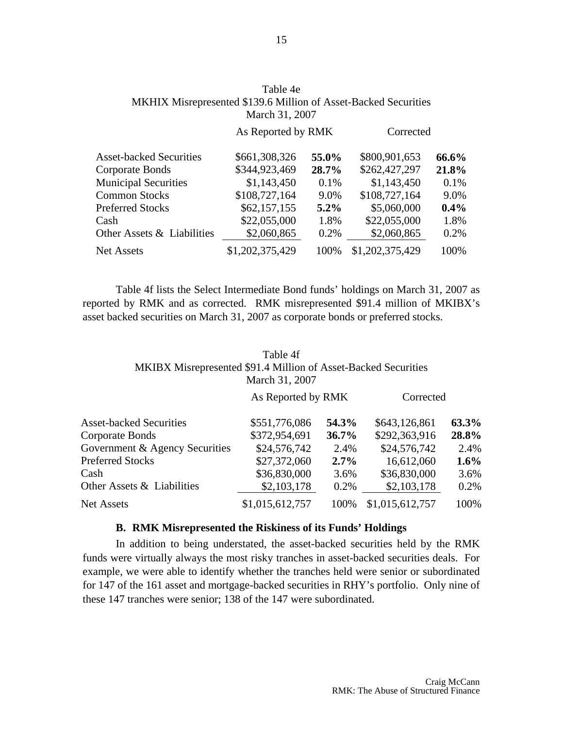Table 4e
MKHIX Misrepresented \$139.6 Million of Asset-Backed Securities
March 31, 2007

| | As Reported by RMK | | Corrected | |
|---|---|---|---|---|
| Asset-backed Securities | \$661,308,326 | **55.0%** | \$800,901,653 | **66.6%** |
| Corporate Bonds | \$344,923,469 | **28.7%** | \$262,427,297 | **21.8%** |
| Municipal Securities | \$1,143,450 | 0.1% | \$1,143,450 | 0.1% |
| Common Stocks | \$108,727,164 | 9.0% | \$108,727,164 | 9.0% |
| Preferred Stocks | \$62,157,155 | **5.2%** | \$5,060,000 | **0.4%** |
| Cash | \$22,055,000 | 1.8% | \$22,055,000 | 1.8% |
| Other Assets & Liabilities | \$2,060,865 | 0.2% | \$2,060,865 | 0.2% |
| Net Assets | \$1,202,375,429 | 100% | \$1,202,375,429 | 100% |

Table 4f lists the Select Intermediate Bond funds' holdings on March 31, 2007 as reported by RMK and as corrected. RMK misrepresented \$91.4 million of MKIBX's asset backed securities on March 31, 2007 as corporate bonds or preferred stocks.

Table 4f
MKIBX Misrepresented \$91.4 Million of Asset-Backed Securities
March 31, 2007

| | As Reported by RMK | | Corrected | |
|---|---|---|---|---|
| Asset-backed Securities | \$551,776,086 | **54.3%** | \$643,126,861 | **63.3%** |
| Corporate Bonds | \$372,954,691 | **36.7%** | \$292,363,916 | **28.8%** |
| Government & Agency Securities | \$24,576,742 | 2.4% | \$24,576,742 | 2.4% |
| Preferred Stocks | \$27,372,060 | **2.7%** | 16,612,060 | **1.6%** |
| Cash | \$36,830,000 | 3.6% | \$36,830,000 | 3.6% |
| Other Assets & Liabilities | \$2,103,178 | 0.2% | \$2,103,178 | 0.2% |
| Net Assets | \$1,015,612,757 | 100% | \$1,015,612,757 | 100% |

### B. RMK Misrepresented the Riskiness of its Funds' Holdings

In addition to being understated, the asset-backed securities held by the RMK funds were virtually always the most risky tranches in asset-backed securities deals. For example, we were able to identify whether the tranches held were senior or subordinated for 147 of the 161 asset and mortgage-backed securities in RHY's portfolio. Only nine of these 147 tranches were senior; 138 of the 147 were subordinated.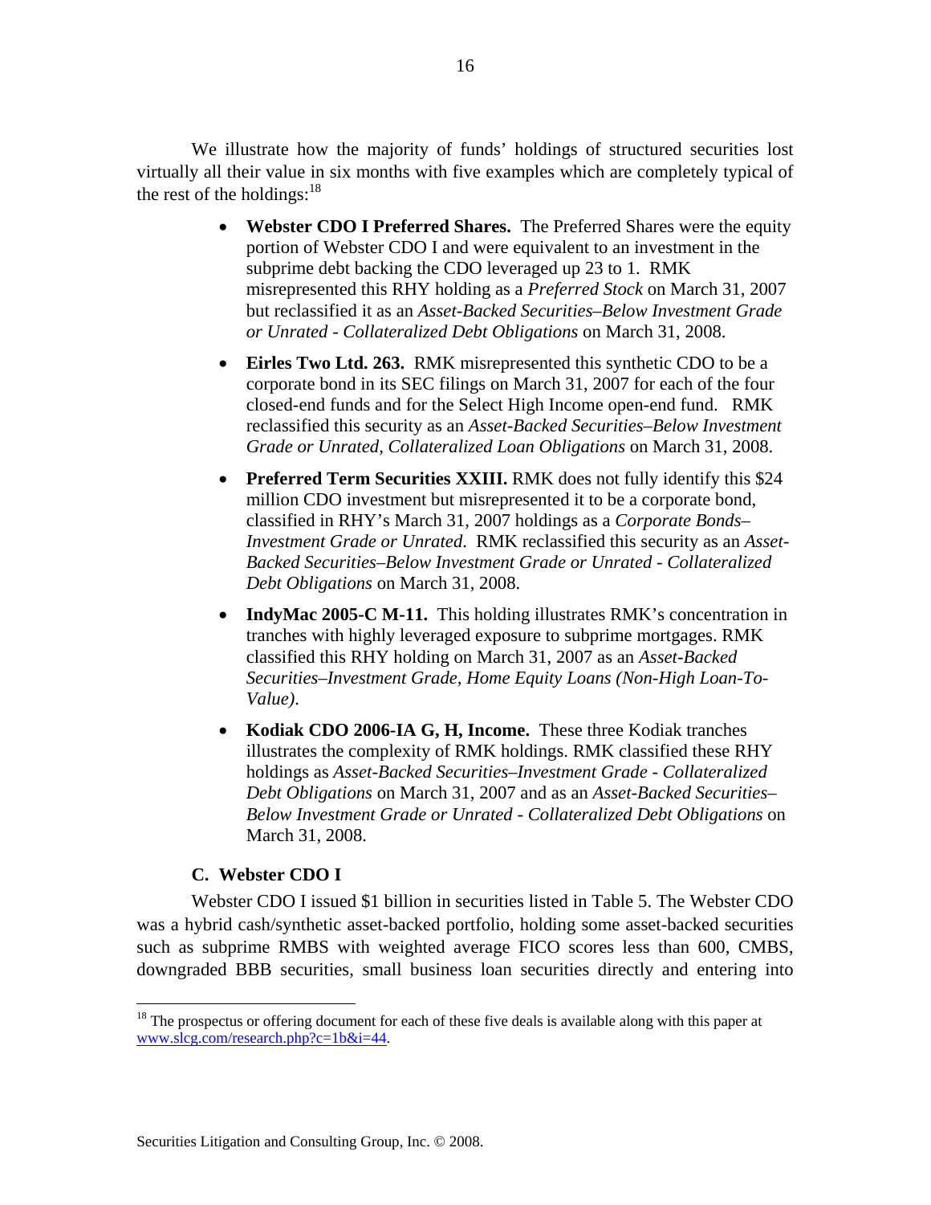We illustrate how the majority of funds' holdings of structured securities lost virtually all their value in six months with five examples which are completely typical of the rest of the holdings:[18]

- **Webster CDO I Preferred Shares.** The Preferred Shares were the equity portion of Webster CDO I and were equivalent to an investment in the subprime debt backing the CDO leveraged up 23 to 1. RMK misrepresented this RHY holding as a *Preferred Stock* on March 31, 2007 but reclassified it as an *Asset-Backed Securities–Below Investment Grade or Unrated - Collateralized Debt Obligations* on March 31, 2008.
- **Eirles Two Ltd. 263.** RMK misrepresented this synthetic CDO to be a corporate bond in its SEC filings on March 31, 2007 for each of the four closed-end funds and for the Select High Income open-end fund. RMK reclassified this security as an *Asset-Backed Securities–Below Investment Grade or Unrated, Collateralized Loan Obligations* on March 31, 2008.
- **Preferred Term Securities XXIII.** RMK does not fully identify this $24 million CDO investment but misrepresented it to be a corporate bond, classified in RHY's March 31, 2007 holdings as a *Corporate Bonds–Investment Grade or Unrated*. RMK reclassified this security as an *Asset-Backed Securities–Below Investment Grade or Unrated - Collateralized Debt Obligations* on March 31, 2008.
- **IndyMac 2005-C M-11.** This holding illustrates RMK's concentration in tranches with highly leveraged exposure to subprime mortgages. RMK classified this RHY holding on March 31, 2007 as an *Asset-Backed Securities–Investment Grade, Home Equity Loans (Non-High Loan-To-Value)*.
- **Kodiak CDO 2006-IA G, H, Income.** These three Kodiak tranches illustrates the complexity of RMK holdings. RMK classified these RHY holdings as *Asset-Backed Securities–Investment Grade - Collateralized Debt Obligations* on March 31, 2007 and as an *Asset-Backed Securities–Below Investment Grade or Unrated - Collateralized Debt Obligations* on March 31, 2008.

### C. Webster CDO I

Webster CDO I issued $1 billion in securities listed in Table 5. The Webster CDO was a hybrid cash/synthetic asset-backed portfolio, holding some asset-backed securities such as subprime RMBS with weighted average FICO scores less than 600, CMBS, downgraded BBB securities, small business loan securities directly and entering into

[18] The prospectus or offering document for each of these five deals is available along with this paper at www.slcg.com/research.php?c=1b&i=44.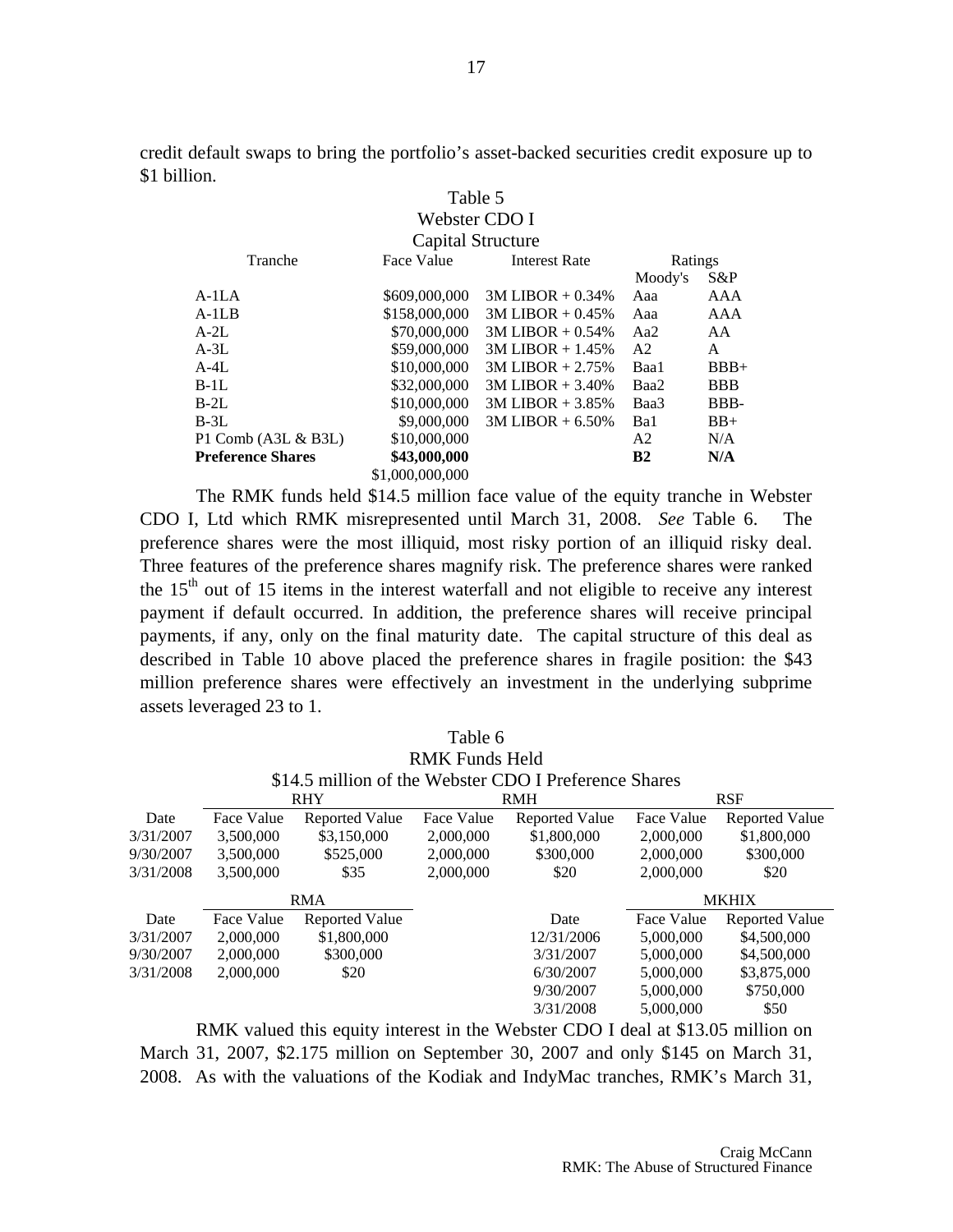credit default swaps to bring the portfolio's asset-backed securities credit exposure up to $1 billion.

Table 5
Webster CDO I
Capital Structure

| Tranche | Face Value | Interest Rate | Ratings | |
|---|---|---|---|---|
| | | | Moody's | S&P |
| A-1LA | $609,000,000 | 3M LIBOR + 0.34% | Aaa | AAA |
| A-1LB | $158,000,000 | 3M LIBOR + 0.45% | Aaa | AAA |
| A-2L | $70,000,000 | 3M LIBOR + 0.54% | Aa2 | AA |
| A-3L | $59,000,000 | 3M LIBOR + 1.45% | A2 | A |
| A-4L | $10,000,000 | 3M LIBOR + 2.75% | Baa1 | BBB+ |
| B-1L | $32,000,000 | 3M LIBOR + 3.40% | Baa2 | BBB |
| B-2L | $10,000,000 | 3M LIBOR + 3.85% | Baa3 | BBB- |
| B-3L | $9,000,000 | 3M LIBOR + 6.50% | Ba1 | BB+ |
| P1 Comb (A3L & B3L) | $10,000,000 | | A2 | N/A |
| **Preference Shares** | **$43,000,000** | | **B2** | **N/A** |
| | $1,000,000,000 | | | |

The RMK funds held $14.5 million face value of the equity tranche in Webster CDO I, Ltd which RMK misrepresented until March 31, 2008. *See* Table 6. The preference shares were the most illiquid, most risky portion of an illiquid risky deal. Three features of the preference shares magnify risk. The preference shares were ranked the 15th out of 15 items in the interest waterfall and not eligible to receive any interest payment if default occurred. In addition, the preference shares will receive principal payments, if any, only on the final maturity date. The capital structure of this deal as described in Table 10 above placed the preference shares in fragile position: the $43 million preference shares were effectively an investment in the underlying subprime assets leveraged 23 to 1.

Table 6
RMK Funds Held
$14.5 million of the Webster CDO I Preference Shares

| | RHY | | RMH | | RSF | |
|---|---|---|---|---|---|---|
| Date | Face Value | Reported Value | Face Value | Reported Value | Face Value | Reported Value |
| 3/31/2007 | 3,500,000 | $3,150,000 | 2,000,000 | $1,800,000 | 2,000,000 | $1,800,000 |
| 9/30/2007 | 3,500,000 | $525,000 | 2,000,000 | $300,000 | 2,000,000 | $300,000 |
| 3/31/2008 | 3,500,000 | $35 | 2,000,000 | $20 | 2,000,000 | $20 |

| | RMA | |
|---|---|---|
| Date | Face Value | Reported Value |
| 3/31/2007 | 2,000,000 | $1,800,000 |
| 9/30/2007 | 2,000,000 | $300,000 |
| 3/31/2008 | 2,000,000 | $20 |

| | MKHIX | |
|---|---|---|
| Date | Face Value | Reported Value |
| 12/31/2006 | 5,000,000 | $4,500,000 |
| 3/31/2007 | 5,000,000 | $4,500,000 |
| 6/30/2007 | 5,000,000 | $3,875,000 |
| 9/30/2007 | 5,000,000 | $750,000 |
| 3/31/2008 | 5,000,000 | $50 |

RMK valued this equity interest in the Webster CDO I deal at $13.05 million on March 31, 2007, $2.175 million on September 30, 2007 and only $145 on March 31, 2008. As with the valuations of the Kodiak and IndyMac tranches, RMK's March 31,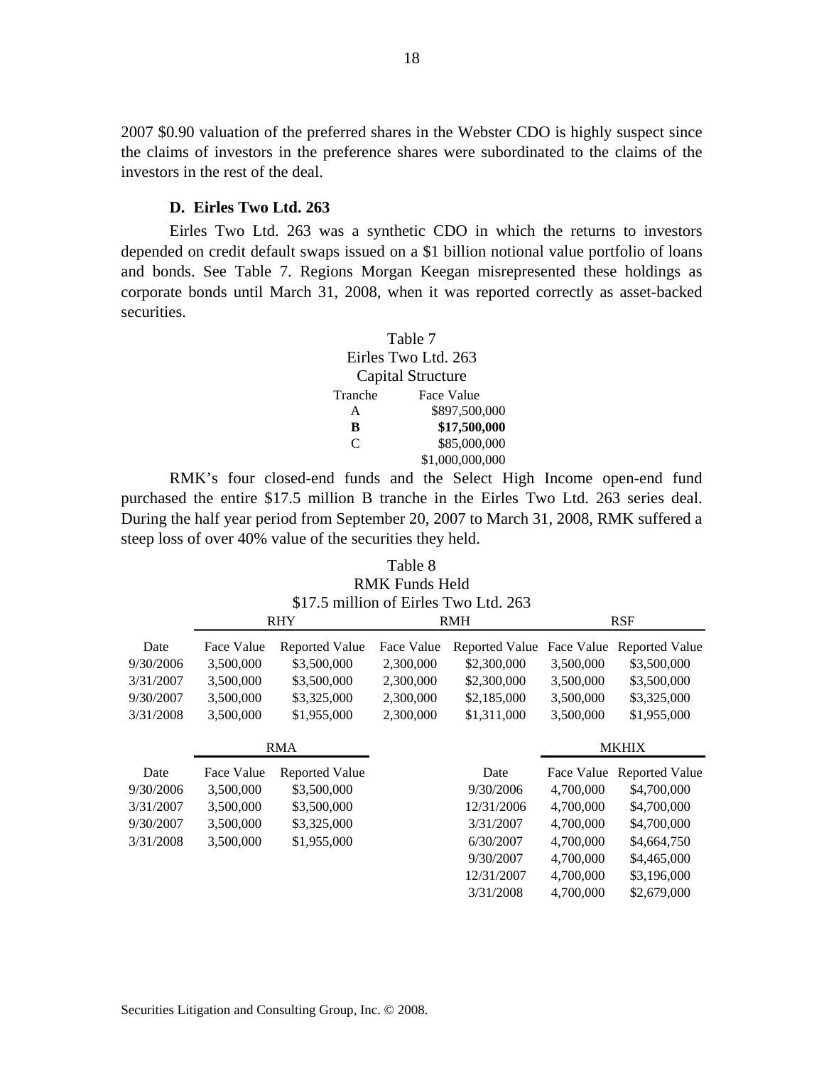2007 $0.90 valuation of the preferred shares in the Webster CDO is highly suspect since the claims of investors in the preference shares were subordinated to the claims of the investors in the rest of the deal.

### D. Eirles Two Ltd. 263

Eirles Two Ltd. 263 was a synthetic CDO in which the returns to investors depended on credit default swaps issued on a $1 billion notional value portfolio of loans and bonds. See Table 7. Regions Morgan Keegan misrepresented these holdings as corporate bonds until March 31, 2008, when it was reported correctly as asset-backed securities.

Table 7
Eirles Two Ltd. 263
Capital Structure

| Tranche | Face Value |
|---|---|
| A | $897,500,000 |
| **B** | **$17,500,000** |
| C | $85,000,000 |
| | $1,000,000,000 |

RMK's four closed-end funds and the Select High Income open-end fund purchased the entire $17.5 million B tranche in the Eirles Two Ltd. 263 series deal. During the half year period from September 20, 2007 to March 31, 2008, RMK suffered a steep loss of over 40% value of the securities they held.

Table 8
RMK Funds Held
$17.5 million of Eirles Two Ltd. 263

| | RHY | | RMH | | RSF | |
|---|---|---|---|---|---|---|
| Date | Face Value | Reported Value | Face Value | Reported Value | Face Value | Reported Value |
| 9/30/2006 | 3,500,000 | $3,500,000 | 2,300,000 | $2,300,000 | 3,500,000 | $3,500,000 |
| 3/31/2007 | 3,500,000 | $3,500,000 | 2,300,000 | $2,300,000 | 3,500,000 | $3,500,000 |
| 9/30/2007 | 3,500,000 | $3,325,000 | 2,300,000 | $2,185,000 | 3,500,000 | $3,325,000 |
| 3/31/2008 | 3,500,000 | $1,955,000 | 2,300,000 | $1,311,000 | 3,500,000 | $1,955,000 |

| | RMA | |
|---|---|---|
| Date | Face Value | Reported Value |
| 9/30/2006 | 3,500,000 | $3,500,000 |
| 3/31/2007 | 3,500,000 | $3,500,000 |
| 9/30/2007 | 3,500,000 | $3,325,000 |
| 3/31/2008 | 3,500,000 | $1,955,000 |

| | MKHIX | |
|---|---|---|
| Date | Face Value | Reported Value |
| 9/30/2006 | 4,700,000 | $4,700,000 |
| 12/31/2006 | 4,700,000 | $4,700,000 |
| 3/31/2007 | 4,700,000 | $4,700,000 |
| 6/30/2007 | 4,700,000 | $4,664,750 |
| 9/30/2007 | 4,700,000 | $4,465,000 |
| 12/31/2007 | 4,700,000 | $3,196,000 |
| 3/31/2008 | 4,700,000 | $2,679,000 |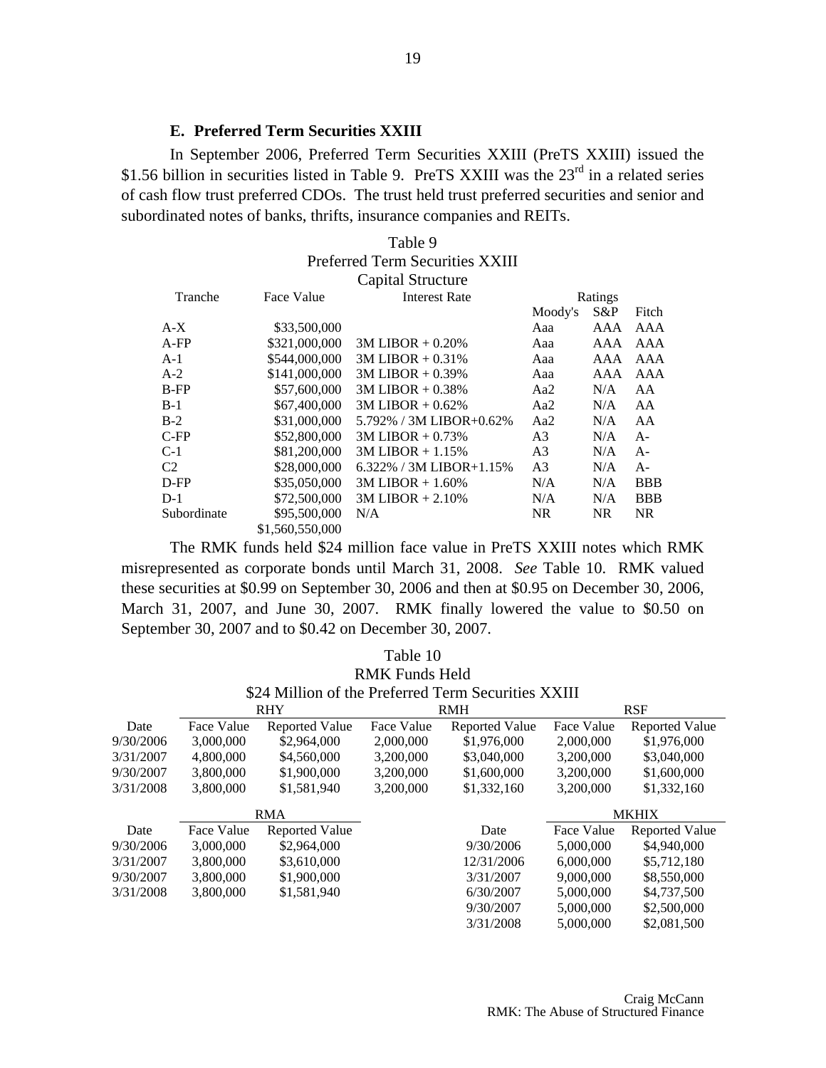### E. Preferred Term Securities XXIII

In September 2006, Preferred Term Securities XXIII (PreTS XXIII) issued the \$1.56 billion in securities listed in Table 9. PreTS XXIII was the 23rd in a related series of cash flow trust preferred CDOs. The trust held trust preferred securities and senior and subordinated notes of banks, thrifts, insurance companies and REITs.

Table 9
Preferred Term Securities XXIII
Capital Structure

| Tranche | Face Value | Interest Rate | Ratings | | |
|---|---|---|---|---|---|
| | | | Moody's | S&P | Fitch |
| A-X | \$33,500,000 | | Aaa | AAA | AAA |
| A-FP | \$321,000,000 | 3M LIBOR + 0.20% | Aaa | AAA | AAA |
| A-1 | \$544,000,000 | 3M LIBOR + 0.31% | Aaa | AAA | AAA |
| A-2 | \$141,000,000 | 3M LIBOR + 0.39% | Aaa | AAA | AAA |
| B-FP | \$57,600,000 | 3M LIBOR + 0.38% | Aa2 | N/A | AA |
| B-1 | \$67,400,000 | 3M LIBOR + 0.62% | Aa2 | N/A | AA |
| B-2 | \$31,000,000 | 5.792% / 3M LIBOR+0.62% | Aa2 | N/A | AA |
| C-FP | \$52,800,000 | 3M LIBOR + 0.73% | A3 | N/A | A- |
| C-1 | \$81,200,000 | 3M LIBOR + 1.15% | A3 | N/A | A- |
| C2 | \$28,000,000 | 6.322% / 3M LIBOR+1.15% | A3 | N/A | A- |
| D-FP | \$35,050,000 | 3M LIBOR + 1.60% | N/A | N/A | BBB |
| D-1 | \$72,500,000 | 3M LIBOR + 2.10% | N/A | N/A | BBB |
| Subordinate | \$95,500,000 | N/A | NR | NR | NR |
| | \$1,560,550,000 | | | | |

The RMK funds held \$24 million face value in PreTS XXIII notes which RMK misrepresented as corporate bonds until March 31, 2008. *See* Table 10. RMK valued these securities at \$0.99 on September 30, 2006 and then at \$0.95 on December 30, 2006, March 31, 2007, and June 30, 2007. RMK finally lowered the value to \$0.50 on September 30, 2007 and to \$0.42 on December 30, 2007.

Table 10
RMK Funds Held
\$24 Million of the Preferred Term Securities XXIII

| | RHY | | RMH | | RSF | |
|---|---|---|---|---|---|---|
| Date | Face Value | Reported Value | Face Value | Reported Value | Face Value | Reported Value |
| 9/30/2006 | 3,000,000 | \$2,964,000 | 2,000,000 | \$1,976,000 | 2,000,000 | \$1,976,000 |
| 3/31/2007 | 4,800,000 | \$4,560,000 | 3,200,000 | \$3,040,000 | 3,200,000 | \$3,040,000 |
| 9/30/2007 | 3,800,000 | \$1,900,000 | 3,200,000 | \$1,600,000 | 3,200,000 | \$1,600,000 |
| 3/31/2008 | 3,800,000 | \$1,581,940 | 3,200,000 | \$1,332,160 | 3,200,000 | \$1,332,160 |

| | RMA | | | MKHIX | |
|---|---|---|---|---|---|
| Date | Face Value | Reported Value | Date | Face Value | Reported Value |
| 9/30/2006 | 3,000,000 | \$2,964,000 | 9/30/2006 | 5,000,000 | \$4,940,000 |
| 3/31/2007 | 3,800,000 | \$3,610,000 | 12/31/2006 | 6,000,000 | \$5,712,180 |
| 9/30/2007 | 3,800,000 | \$1,900,000 | 3/31/2007 | 9,000,000 | \$8,550,000 |
| 3/31/2008 | 3,800,000 | \$1,581,940 | 6/30/2007 | 5,000,000 | \$4,737,500 |
| | | | 9/30/2007 | 5,000,000 | \$2,500,000 |
| | | | 3/31/2008 | 5,000,000 | \$2,081,500 |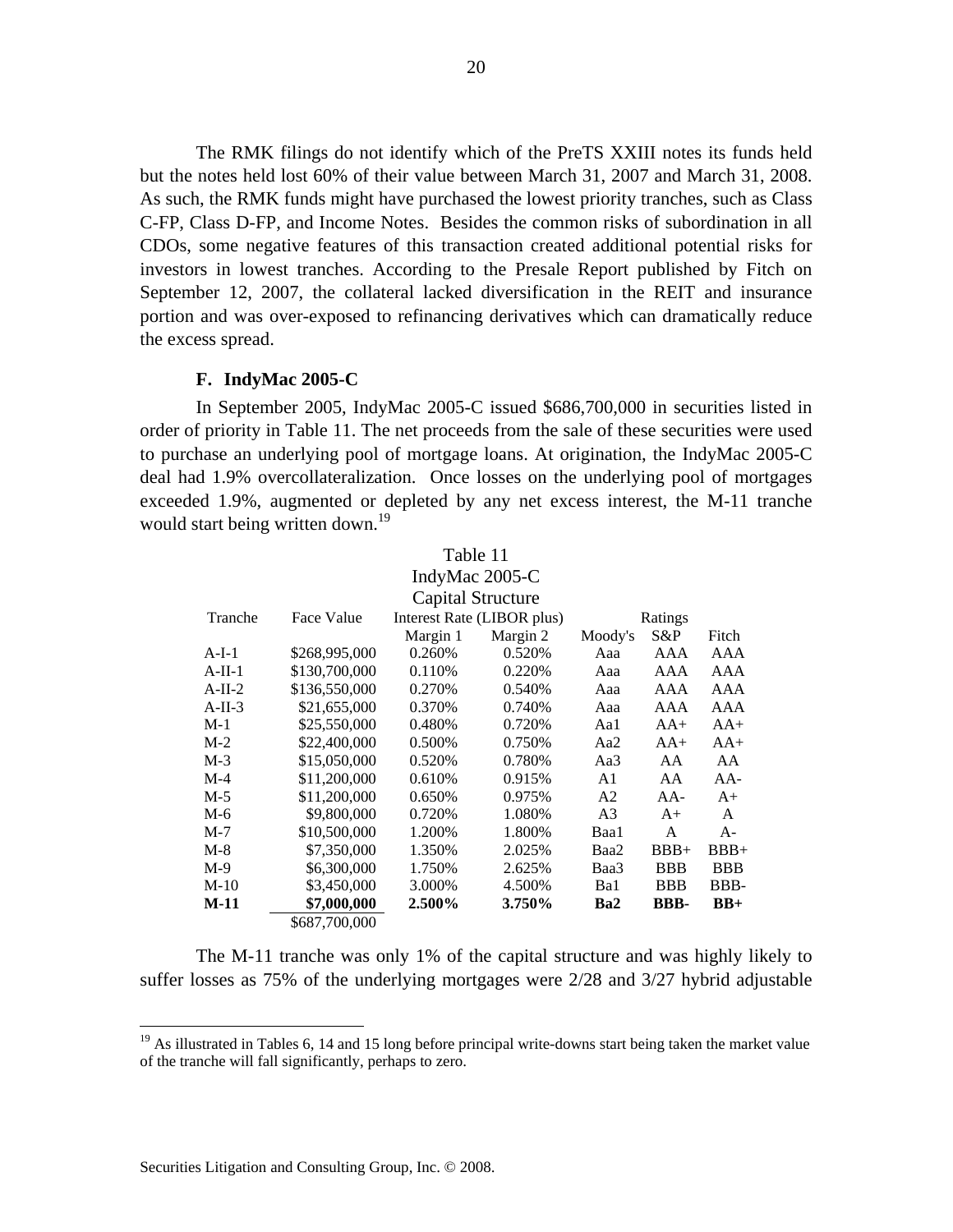The RMK filings do not identify which of the PreTS XXIII notes its funds held but the notes held lost 60% of their value between March 31, 2007 and March 31, 2008. As such, the RMK funds might have purchased the lowest priority tranches, such as Class C-FP, Class D-FP, and Income Notes. Besides the common risks of subordination in all CDOs, some negative features of this transaction created additional potential risks for investors in lowest tranches. According to the Presale Report published by Fitch on September 12, 2007, the collateral lacked diversification in the REIT and insurance portion and was over-exposed to refinancing derivatives which can dramatically reduce the excess spread.

### F. IndyMac 2005-C

In September 2005, IndyMac 2005-C issued $686,700,000 in securities listed in order of priority in Table 11. The net proceeds from the sale of these securities were used to purchase an underlying pool of mortgage loans. At origination, the IndyMac 2005-C deal had 1.9% overcollateralization. Once losses on the underlying pool of mortgages exceeded 1.9%, augmented or depleted by any net excess interest, the M-11 tranche would start being written down.[19]

Table 11
IndyMac 2005-C
Capital Structure

| Tranche | Face Value | Interest Rate (LIBOR plus) | | Ratings | | |
|---|---|---|---|---|---|---|
| | | Margin 1 | Margin 2 | Moody's | S&P | Fitch |
| A-I-1 | $268,995,000 | 0.260% | 0.520% | Aaa | AAA | AAA |
| A-II-1 | $130,700,000 | 0.110% | 0.220% | Aaa | AAA | AAA |
| A-II-2 | $136,550,000 | 0.270% | 0.540% | Aaa | AAA | AAA |
| A-II-3 | $21,655,000 | 0.370% | 0.740% | Aaa | AAA | AAA |
| M-1 | $25,550,000 | 0.480% | 0.720% | Aa1 | AA+ | AA+ |
| M-2 | $22,400,000 | 0.500% | 0.750% | Aa2 | AA+ | AA+ |
| M-3 | $15,050,000 | 0.520% | 0.780% | Aa3 | AA | AA |
| M-4 | $11,200,000 | 0.610% | 0.915% | A1 | AA | AA- |
| M-5 | $11,200,000 | 0.650% | 0.975% | A2 | AA- | A+ |
| M-6 | $9,800,000 | 0.720% | 1.080% | A3 | A+ | A |
| M-7 | $10,500,000 | 1.200% | 1.800% | Baa1 | A | A- |
| M-8 | $7,350,000 | 1.350% | 2.025% | Baa2 | BBB+ | BBB+ |
| M-9 | $6,300,000 | 1.750% | 2.625% | Baa3 | BBB | BBB |
| M-10 | $3,450,000 | 3.000% | 4.500% | Ba1 | BBB | BBB- |
| **M-11** | **$7,000,000** | **2.500%** | **3.750%** | **Ba2** | **BBB-** | **BB+** |
| | $687,700,000 | | | | | |

The M-11 tranche was only 1% of the capital structure and was highly likely to suffer losses as 75% of the underlying mortgages were 2/28 and 3/27 hybrid adjustable

[19] As illustrated in Tables 6, 14 and 15 long before principal write-downs start being taken the market value of the tranche will fall significantly, perhaps to zero.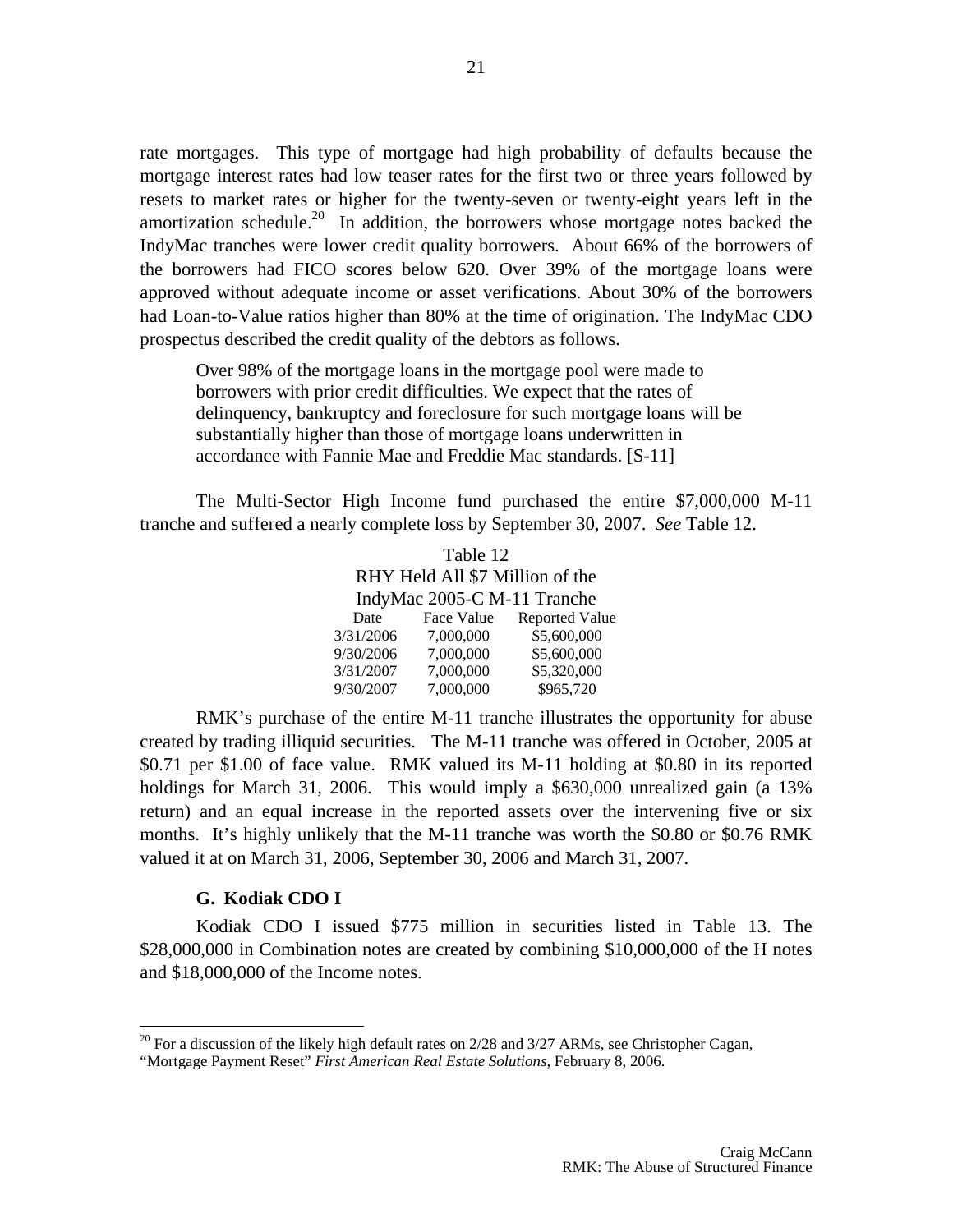rate mortgages. This type of mortgage had high probability of defaults because the mortgage interest rates had low teaser rates for the first two or three years followed by resets to market rates or higher for the twenty-seven or twenty-eight years left in the amortization schedule.[20] In addition, the borrowers whose mortgage notes backed the IndyMac tranches were lower credit quality borrowers. About 66% of the borrowers of the borrowers had FICO scores below 620. Over 39% of the mortgage loans were approved without adequate income or asset verifications. About 30% of the borrowers had Loan-to-Value ratios higher than 80% at the time of origination. The IndyMac CDO prospectus described the credit quality of the debtors as follows.

> Over 98% of the mortgage loans in the mortgage pool were made to borrowers with prior credit difficulties. We expect that the rates of delinquency, bankruptcy and foreclosure for such mortgage loans will be substantially higher than those of mortgage loans underwritten in accordance with Fannie Mae and Freddie Mac standards. [S-11]

The Multi-Sector High Income fund purchased the entire $7,000,000 M-11 tranche and suffered a nearly complete loss by September 30, 2007. *See* Table 12.

Table 12
RHY Held All $7 Million of the
IndyMac 2005-C M-11 Tranche

| Date | Face Value | Reported Value |
|---|---|---|
| 3/31/2006 | 7,000,000 | $5,600,000 |
| 9/30/2006 | 7,000,000 | $5,600,000 |
| 3/31/2007 | 7,000,000 | $5,320,000 |
| 9/30/2007 | 7,000,000 | $965,720 |

RMK's purchase of the entire M-11 tranche illustrates the opportunity for abuse created by trading illiquid securities. The M-11 tranche was offered in October, 2005 at $0.71 per $1.00 of face value. RMK valued its M-11 holding at $0.80 in its reported holdings for March 31, 2006. This would imply a $630,000 unrealized gain (a 13% return) and an equal increase in the reported assets over the intervening five or six months. It's highly unlikely that the M-11 tranche was worth the $0.80 or $0.76 RMK valued it at on March 31, 2006, September 30, 2006 and March 31, 2007.

### G. Kodiak CDO I

Kodiak CDO I issued $775 million in securities listed in Table 13. The $28,000,000 in Combination notes are created by combining $10,000,000 of the H notes and $18,000,000 of the Income notes.

[20] For a discussion of the likely high default rates on 2/28 and 3/27 ARMs, see Christopher Cagan, "Mortgage Payment Reset" *First American Real Estate Solutions*, February 8, 2006.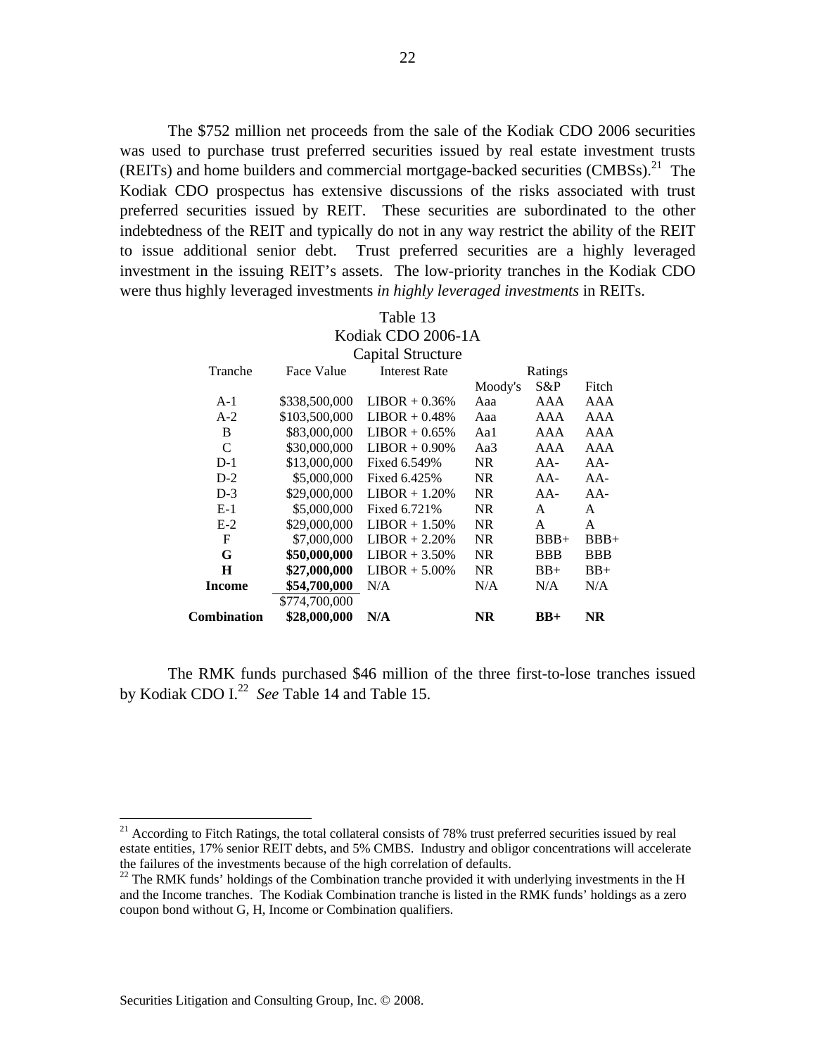The $752 million net proceeds from the sale of the Kodiak CDO 2006 securities was used to purchase trust preferred securities issued by real estate investment trusts (REITs) and home builders and commercial mortgage-backed securities (CMBSs).[21] The Kodiak CDO prospectus has extensive discussions of the risks associated with trust preferred securities issued by REIT. These securities are subordinated to the other indebtedness of the REIT and typically do not in any way restrict the ability of the REIT to issue additional senior debt. Trust preferred securities are a highly leveraged investment in the issuing REIT's assets. The low-priority tranches in the Kodiak CDO were thus highly leveraged investments *in highly leveraged investments* in REITs.

Table 13
Kodiak CDO 2006-1A
Capital Structure

| Tranche | Face Value | Interest Rate | Ratings | | |
|---|---|---|---|---|---|
| | | | Moody's | S&P | Fitch |
| A-1 | $338,500,000 | LIBOR + 0.36% | Aaa | AAA | AAA |
| A-2 | $103,500,000 | LIBOR + 0.48% | Aaa | AAA | AAA |
| B | $83,000,000 | LIBOR + 0.65% | Aa1 | AAA | AAA |
| C | $30,000,000 | LIBOR + 0.90% | Aa3 | AAA | AAA |
| D-1 | $13,000,000 | Fixed 6.549% | NR | AA- | AA- |
| D-2 | $5,000,000 | Fixed 6.425% | NR | AA- | AA- |
| D-3 | $29,000,000 | LIBOR + 1.20% | NR | AA- | AA- |
| E-1 | $5,000,000 | Fixed 6.721% | NR | A | A |
| E-2 | $29,000,000 | LIBOR + 1.50% | NR | A | A |
| F | $7,000,000 | LIBOR + 2.20% | NR | BBB+ | BBB+ |
| **G** | **$50,000,000** | LIBOR + 3.50% | NR | BBB | BBB |
| **H** | **$27,000,000** | LIBOR + 5.00% | NR | BB+ | BB+ |
| **Income** | **$54,700,000** | N/A | N/A | N/A | N/A |
| | $774,700,000 | | | | |
| **Combination** | **$28,000,000** | **N/A** | **NR** | **BB+** | **NR** |

The RMK funds purchased $46 million of the three first-to-lose tranches issued by Kodiak CDO I.[22] *See* Table 14 and Table 15.

[21] According to Fitch Ratings, the total collateral consists of 78% trust preferred securities issued by real estate entities, 17% senior REIT debts, and 5% CMBS. Industry and obligor concentrations will accelerate the failures of the investments because of the high correlation of defaults.

[22] The RMK funds' holdings of the Combination tranche provided it with underlying investments in the H and the Income tranches. The Kodiak Combination tranche is listed in the RMK funds' holdings as a zero coupon bond without G, H, Income or Combination qualifiers.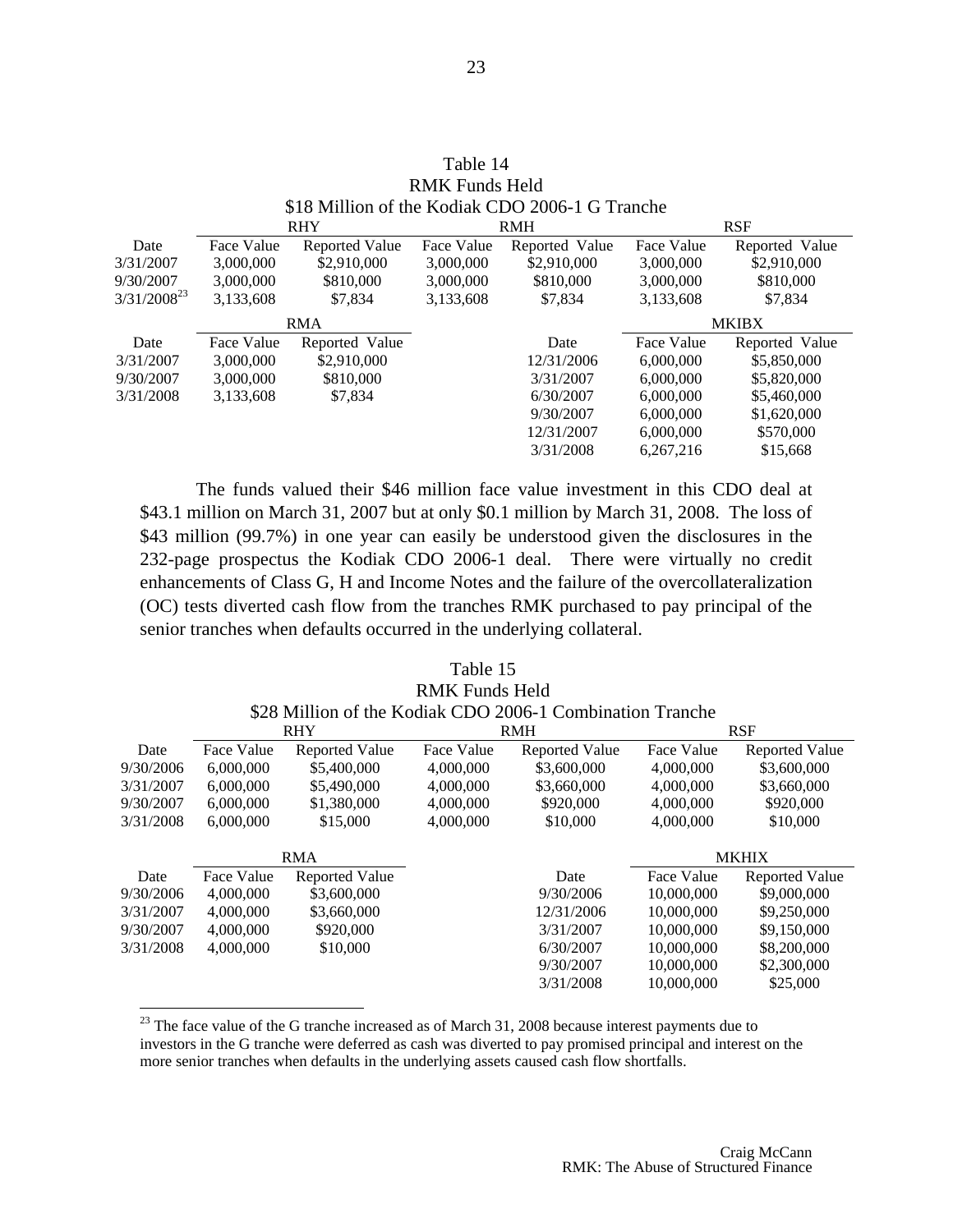Table 14
RMK Funds Held
$18 Million of the Kodiak CDO 2006-1 G Tranche

| | RHY | | RMH | | RSF | |
|---|---|---|---|---|---|---|
| Date | Face Value | Reported Value | Face Value | Reported Value | Face Value | Reported Value |
| 3/31/2007 | 3,000,000 | $2,910,000 | 3,000,000 | $2,910,000 | 3,000,000 | $2,910,000 |
| 9/30/2007 | 3,000,000 | $810,000 | 3,000,000 | $810,000 | 3,000,000 | $810,000 |
| 3/31/2008[23] | 3,133,608 | $7,834 | 3,133,608 | $7,834 | 3,133,608 | $7,834 |

| | RMA | | | MKIBX | |
|---|---|---|---|---|---|
| Date | Face Value | Reported Value | Date | Face Value | Reported Value |
| 3/31/2007 | 3,000,000 | $2,910,000 | 12/31/2006 | 6,000,000 | $5,850,000 |
| 9/30/2007 | 3,000,000 | $810,000 | 3/31/2007 | 6,000,000 | $5,820,000 |
| 3/31/2008 | 3,133,608 | $7,834 | 6/30/2007 | 6,000,000 | $5,460,000 |
| | | | 9/30/2007 | 6,000,000 | $1,620,000 |
| | | | 12/31/2007 | 6,000,000 | $570,000 |
| | | | 3/31/2008 | 6,267,216 | $15,668 |

The funds valued their $46 million face value investment in this CDO deal at $43.1 million on March 31, 2007 but at only $0.1 million by March 31, 2008. The loss of $43 million (99.7%) in one year can easily be understood given the disclosures in the 232-page prospectus the Kodiak CDO 2006-1 deal. There were virtually no credit enhancements of Class G, H and Income Notes and the failure of the overcollateralization (OC) tests diverted cash flow from the tranches RMK purchased to pay principal of the senior tranches when defaults occurred in the underlying collateral.

Table 15
RMK Funds Held
$28 Million of the Kodiak CDO 2006-1 Combination Tranche

| | RHY | | RMH | | RSF | |
|---|---|---|---|---|---|---|
| Date | Face Value | Reported Value | Face Value | Reported Value | Face Value | Reported Value |
| 9/30/2006 | 6,000,000 | $5,400,000 | 4,000,000 | $3,600,000 | 4,000,000 | $3,600,000 |
| 3/31/2007 | 6,000,000 | $5,490,000 | 4,000,000 | $3,660,000 | 4,000,000 | $3,660,000 |
| 9/30/2007 | 6,000,000 | $1,380,000 | 4,000,000 | $920,000 | 4,000,000 | $920,000 |
| 3/31/2008 | 6,000,000 | $15,000 | 4,000,000 | $10,000 | 4,000,000 | $10,000 |

| | RMA | | | MKHIX | |
|---|---|---|---|---|---|
| Date | Face Value | Reported Value | Date | Face Value | Reported Value |
| 9/30/2006 | 4,000,000 | $3,600,000 | 9/30/2006 | 10,000,000 | $9,000,000 |
| 3/31/2007 | 4,000,000 | $3,660,000 | 12/31/2006 | 10,000,000 | $9,250,000 |
| 9/30/2007 | 4,000,000 | $920,000 | 3/31/2007 | 10,000,000 | $9,150,000 |
| 3/31/2008 | 4,000,000 | $10,000 | 6/30/2007 | 10,000,000 | $8,200,000 |
| | | | 9/30/2007 | 10,000,000 | $2,300,000 |
| | | | 3/31/2008 | 10,000,000 | $25,000 |

[23] The face value of the G tranche increased as of March 31, 2008 because interest payments due to investors in the G tranche were deferred as cash was diverted to pay promised principal and interest on the more senior tranches when defaults in the underlying assets caused cash flow shortfalls.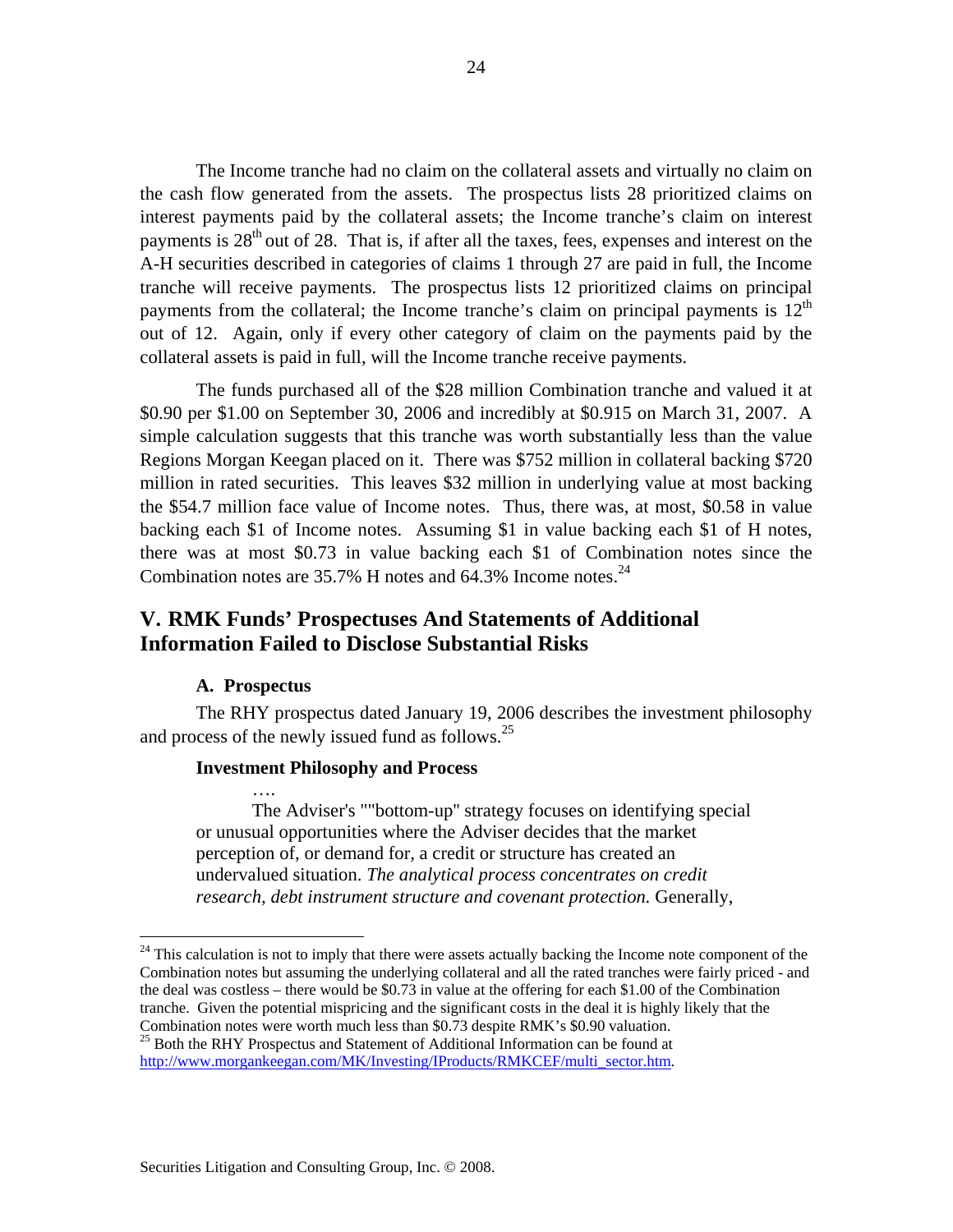The Income tranche had no claim on the collateral assets and virtually no claim on the cash flow generated from the assets. The prospectus lists 28 prioritized claims on interest payments paid by the collateral assets; the Income tranche's claim on interest payments is 28th out of 28. That is, if after all the taxes, fees, expenses and interest on the A-H securities described in categories of claims 1 through 27 are paid in full, the Income tranche will receive payments. The prospectus lists 12 prioritized claims on principal payments from the collateral; the Income tranche's claim on principal payments is 12th out of 12. Again, only if every other category of claim on the payments paid by the collateral assets is paid in full, will the Income tranche receive payments.

The funds purchased all of the $28 million Combination tranche and valued it at $0.90 per $1.00 on September 30, 2006 and incredibly at $0.915 on March 31, 2007. A simple calculation suggests that this tranche was worth substantially less than the value Regions Morgan Keegan placed on it. There was $752 million in collateral backing $720 million in rated securities. This leaves $32 million in underlying value at most backing the $54.7 million face value of Income notes. Thus, there was, at most, $0.58 in value backing each $1 of Income notes. Assuming $1 in value backing each $1 of H notes, there was at most $0.73 in value backing each $1 of Combination notes since the Combination notes are 35.7% H notes and 64.3% Income notes.[24]

## V. RMK Funds' Prospectuses And Statements of Additional Information Failed to Disclose Substantial Risks

### A. Prospectus

The RHY prospectus dated January 19, 2006 describes the investment philosophy and process of the newly issued fund as follows.[25]

**Investment Philosophy and Process**

> ….
>
> The Adviser's ""bottom-up" strategy focuses on identifying special or unusual opportunities where the Adviser decides that the market perception of, or demand for, a credit or structure has created an undervalued situation. *The analytical process concentrates on credit research, debt instrument structure and covenant protection.* Generally,

[24] This calculation is not to imply that there were assets actually backing the Income note component of the Combination notes but assuming the underlying collateral and all the rated tranches were fairly priced - and the deal was costless – there would be $0.73 in value at the offering for each $1.00 of the Combination tranche. Given the potential mispricing and the significant costs in the deal it is highly likely that the Combination notes were worth much less than $0.73 despite RMK's $0.90 valuation.

[25] Both the RHY Prospectus and Statement of Additional Information can be found at http://www.morgankeegan.com/MK/Investing/IProducts/RMKCEF/multi_sector.htm.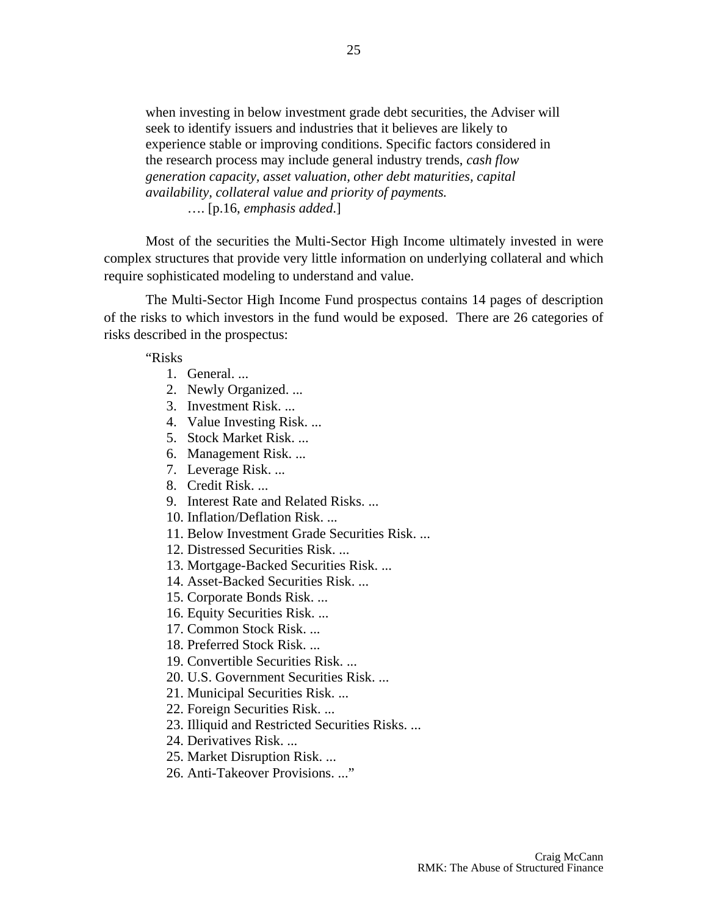> when investing in below investment grade debt securities, the Adviser will seek to identify issuers and industries that it believes are likely to experience stable or improving conditions. Specific factors considered in the research process may include general industry trends, *cash flow generation capacity, asset valuation, other debt maturities, capital availability, collateral value and priority of payments.*
>
> …. [p.16, *emphasis added*.]

Most of the securities the Multi-Sector High Income ultimately invested in were complex structures that provide very little information on underlying collateral and which require sophisticated modeling to understand and value.

The Multi-Sector High Income Fund prospectus contains 14 pages of description of the risks to which investors in the fund would be exposed. There are 26 categories of risks described in the prospectus:

> "Risks
>
> 1. General. ...
> 2. Newly Organized. ...
> 3. Investment Risk. ...
> 4. Value Investing Risk. ...
> 5. Stock Market Risk. ...
> 6. Management Risk. ...
> 7. Leverage Risk. ...
> 8. Credit Risk. ...
> 9. Interest Rate and Related Risks. ...
> 10. Inflation/Deflation Risk. ...
> 11. Below Investment Grade Securities Risk. ...
> 12. Distressed Securities Risk. ...
> 13. Mortgage-Backed Securities Risk. ...
> 14. Asset-Backed Securities Risk. ...
> 15. Corporate Bonds Risk. ...
> 16. Equity Securities Risk. ...
> 17. Common Stock Risk. ...
> 18. Preferred Stock Risk. ...
> 19. Convertible Securities Risk. ...
> 20. U.S. Government Securities Risk. ...
> 21. Municipal Securities Risk. ...
> 22. Foreign Securities Risk. ...
> 23. Illiquid and Restricted Securities Risks. ...
> 24. Derivatives Risk. ...
> 25. Market Disruption Risk. ...
> 26. Anti-Takeover Provisions. ..."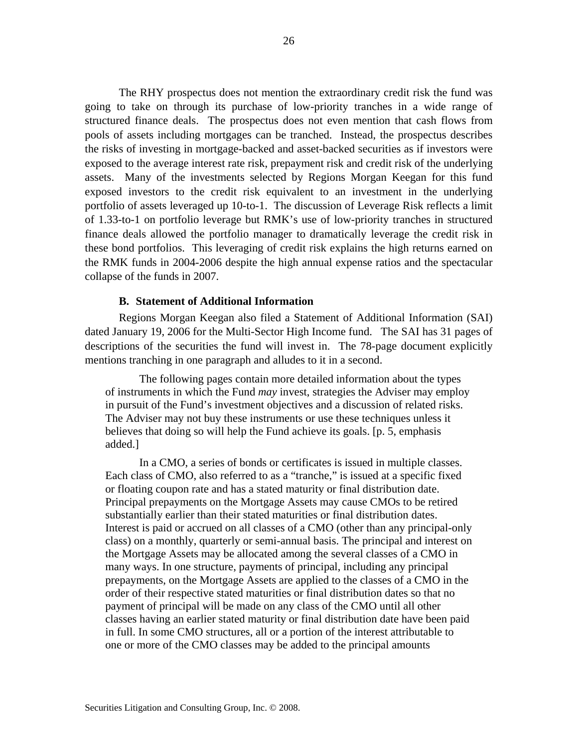The RHY prospectus does not mention the extraordinary credit risk the fund was going to take on through its purchase of low-priority tranches in a wide range of structured finance deals. The prospectus does not even mention that cash flows from pools of assets including mortgages can be tranched. Instead, the prospectus describes the risks of investing in mortgage-backed and asset-backed securities as if investors were exposed to the average interest rate risk, prepayment risk and credit risk of the underlying assets. Many of the investments selected by Regions Morgan Keegan for this fund exposed investors to the credit risk equivalent to an investment in the underlying portfolio of assets leveraged up 10-to-1. The discussion of Leverage Risk reflects a limit of 1.33-to-1 on portfolio leverage but RMK's use of low-priority tranches in structured finance deals allowed the portfolio manager to dramatically leverage the credit risk in these bond portfolios. This leveraging of credit risk explains the high returns earned on the RMK funds in 2004-2006 despite the high annual expense ratios and the spectacular collapse of the funds in 2007.

### B. Statement of Additional Information

Regions Morgan Keegan also filed a Statement of Additional Information (SAI) dated January 19, 2006 for the Multi-Sector High Income fund. The SAI has 31 pages of descriptions of the securities the fund will invest in. The 78-page document explicitly mentions tranching in one paragraph and alludes to it in a second.

> The following pages contain more detailed information about the types of instruments in which the Fund *may* invest, strategies the Adviser may employ in pursuit of the Fund's investment objectives and a discussion of related risks. The Adviser may not buy these instruments or use these techniques unless it believes that doing so will help the Fund achieve its goals. [p. 5, emphasis added.]

> In a CMO, a series of bonds or certificates is issued in multiple classes. Each class of CMO, also referred to as a "tranche," is issued at a specific fixed or floating coupon rate and has a stated maturity or final distribution date. Principal prepayments on the Mortgage Assets may cause CMOs to be retired substantially earlier than their stated maturities or final distribution dates. Interest is paid or accrued on all classes of a CMO (other than any principal-only class) on a monthly, quarterly or semi-annual basis. The principal and interest on the Mortgage Assets may be allocated among the several classes of a CMO in many ways. In one structure, payments of principal, including any principal prepayments, on the Mortgage Assets are applied to the classes of a CMO in the order of their respective stated maturities or final distribution dates so that no payment of principal will be made on any class of the CMO until all other classes having an earlier stated maturity or final distribution date have been paid in full. In some CMO structures, all or a portion of the interest attributable to one or more of the CMO classes may be added to the principal amounts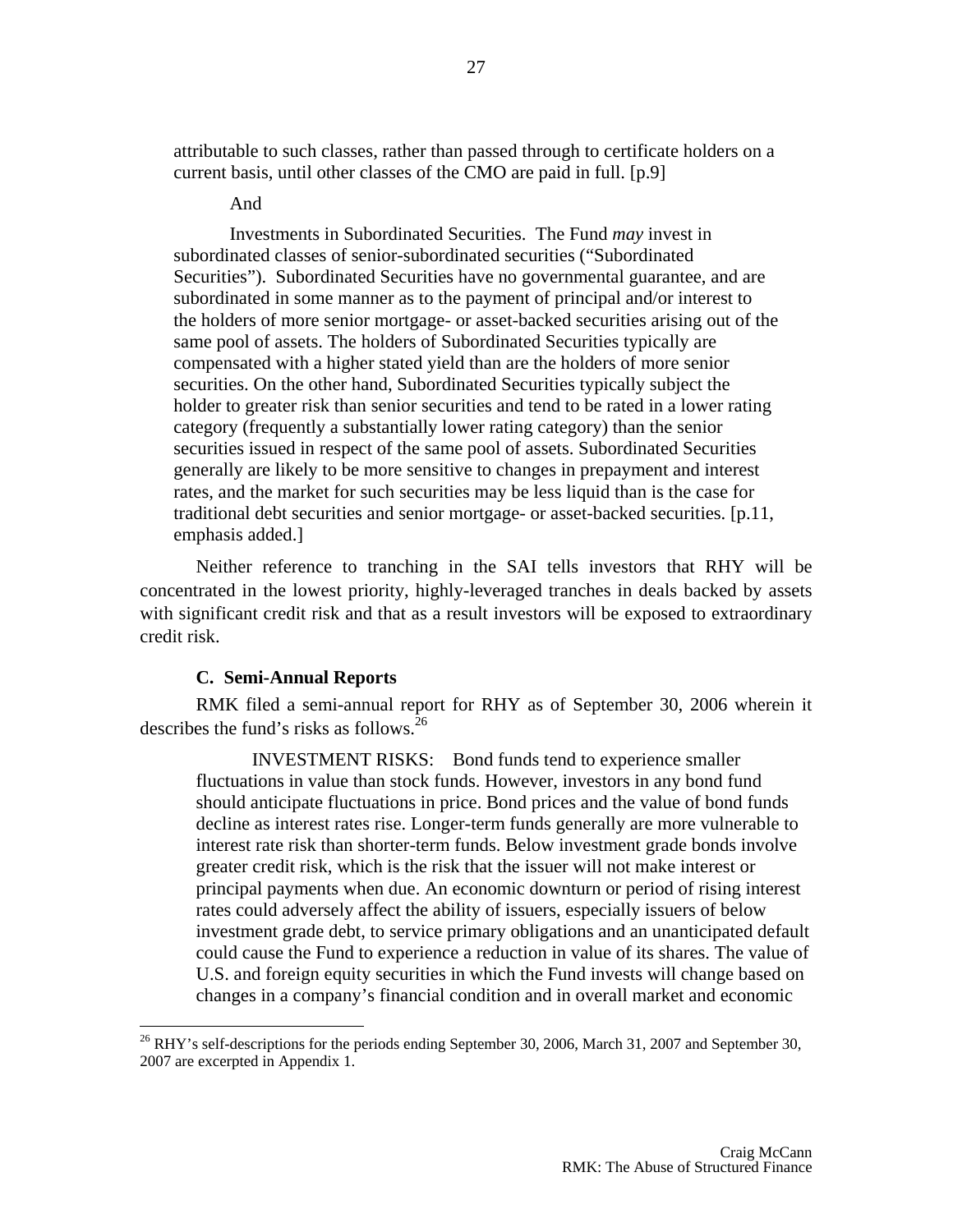attributable to such classes, rather than passed through to certificate holders on a current basis, until other classes of the CMO are paid in full. [p.9]

> And
>
> Investments in Subordinated Securities. The Fund *may* invest in subordinated classes of senior-subordinated securities ("Subordinated Securities"). Subordinated Securities have no governmental guarantee, and are subordinated in some manner as to the payment of principal and/or interest to the holders of more senior mortgage- or asset-backed securities arising out of the same pool of assets. The holders of Subordinated Securities typically are compensated with a higher stated yield than are the holders of more senior securities. On the other hand, Subordinated Securities typically subject the holder to greater risk than senior securities and tend to be rated in a lower rating category (frequently a substantially lower rating category) than the senior securities issued in respect of the same pool of assets. Subordinated Securities generally are likely to be more sensitive to changes in prepayment and interest rates, and the market for such securities may be less liquid than is the case for traditional debt securities and senior mortgage- or asset-backed securities. [p.11, emphasis added.]

Neither reference to tranching in the SAI tells investors that RHY will be concentrated in the lowest priority, highly-leveraged tranches in deals backed by assets with significant credit risk and that as a result investors will be exposed to extraordinary credit risk.

### C. Semi-Annual Reports

RMK filed a semi-annual report for RHY as of September 30, 2006 wherein it describes the fund's risks as follows.[26]

> INVESTMENT RISKS: Bond funds tend to experience smaller fluctuations in value than stock funds. However, investors in any bond fund should anticipate fluctuations in price. Bond prices and the value of bond funds decline as interest rates rise. Longer-term funds generally are more vulnerable to interest rate risk than shorter-term funds. Below investment grade bonds involve greater credit risk, which is the risk that the issuer will not make interest or principal payments when due. An economic downturn or period of rising interest rates could adversely affect the ability of issuers, especially issuers of below investment grade debt, to service primary obligations and an unanticipated default could cause the Fund to experience a reduction in value of its shares. The value of U.S. and foreign equity securities in which the Fund invests will change based on changes in a company's financial condition and in overall market and economic

---

[26] RHY's self-descriptions for the periods ending September 30, 2006, March 31, 2007 and September 30, 2007 are excerpted in Appendix 1.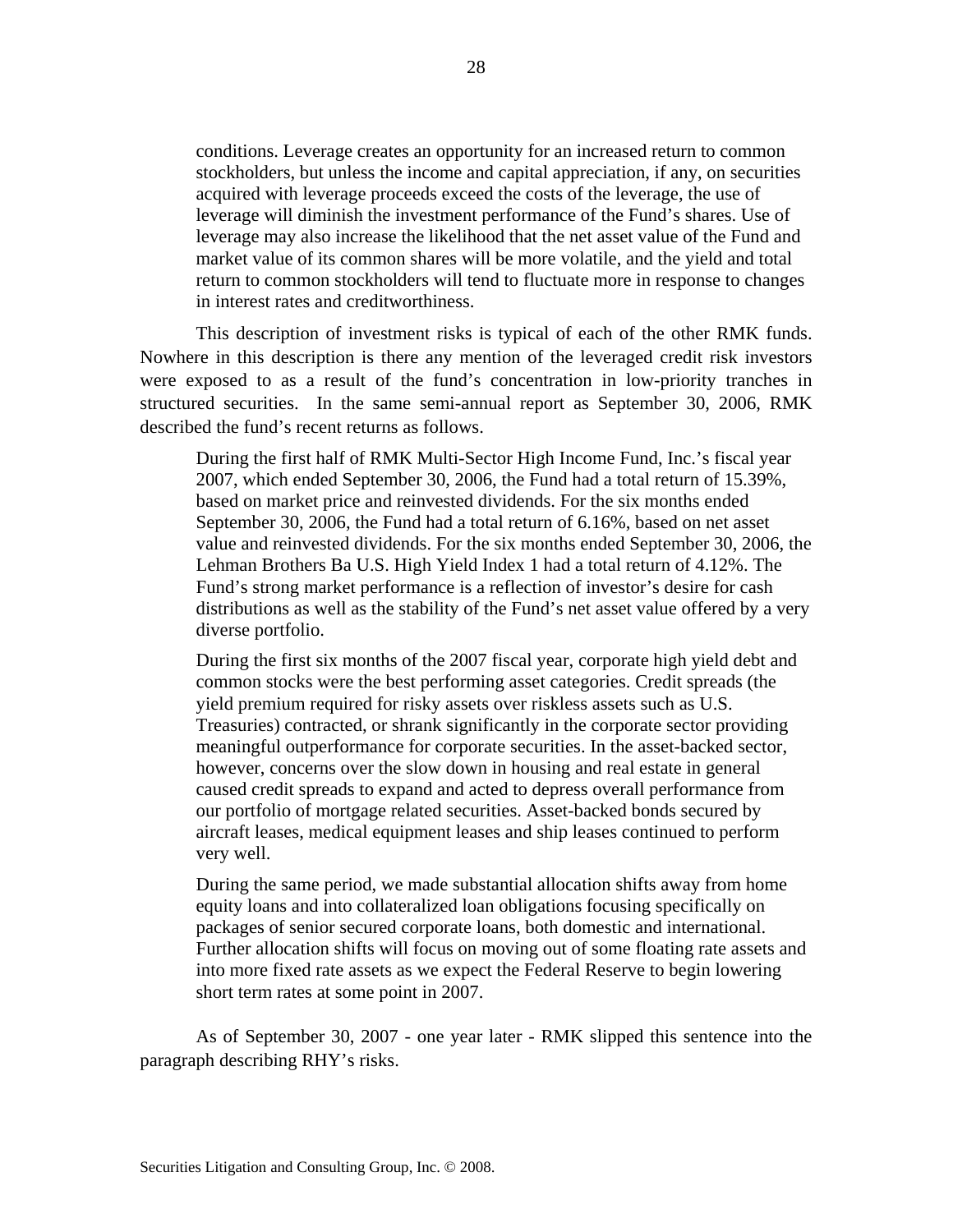> conditions. Leverage creates an opportunity for an increased return to common stockholders, but unless the income and capital appreciation, if any, on securities acquired with leverage proceeds exceed the costs of the leverage, the use of leverage will diminish the investment performance of the Fund's shares. Use of leverage may also increase the likelihood that the net asset value of the Fund and market value of its common shares will be more volatile, and the yield and total return to common stockholders will tend to fluctuate more in response to changes in interest rates and creditworthiness.

This description of investment risks is typical of each of the other RMK funds. Nowhere in this description is there any mention of the leveraged credit risk investors were exposed to as a result of the fund's concentration in low-priority tranches in structured securities. In the same semi-annual report as September 30, 2006, RMK described the fund's recent returns as follows.

> During the first half of RMK Multi-Sector High Income Fund, Inc.'s fiscal year 2007, which ended September 30, 2006, the Fund had a total return of 15.39%, based on market price and reinvested dividends. For the six months ended September 30, 2006, the Fund had a total return of 6.16%, based on net asset value and reinvested dividends. For the six months ended September 30, 2006, the Lehman Brothers Ba U.S. High Yield Index 1 had a total return of 4.12%. The Fund's strong market performance is a reflection of investor's desire for cash distributions as well as the stability of the Fund's net asset value offered by a very diverse portfolio.
>
> During the first six months of the 2007 fiscal year, corporate high yield debt and common stocks were the best performing asset categories. Credit spreads (the yield premium required for risky assets over riskless assets such as U.S. Treasuries) contracted, or shrank significantly in the corporate sector providing meaningful outperformance for corporate securities. In the asset-backed sector, however, concerns over the slow down in housing and real estate in general caused credit spreads to expand and acted to depress overall performance from our portfolio of mortgage related securities. Asset-backed bonds secured by aircraft leases, medical equipment leases and ship leases continued to perform very well.
>
> During the same period, we made substantial allocation shifts away from home equity loans and into collateralized loan obligations focusing specifically on packages of senior secured corporate loans, both domestic and international. Further allocation shifts will focus on moving out of some floating rate assets and into more fixed rate assets as we expect the Federal Reserve to begin lowering short term rates at some point in 2007.

As of September 30, 2007 - one year later - RMK slipped this sentence into the paragraph describing RHY's risks.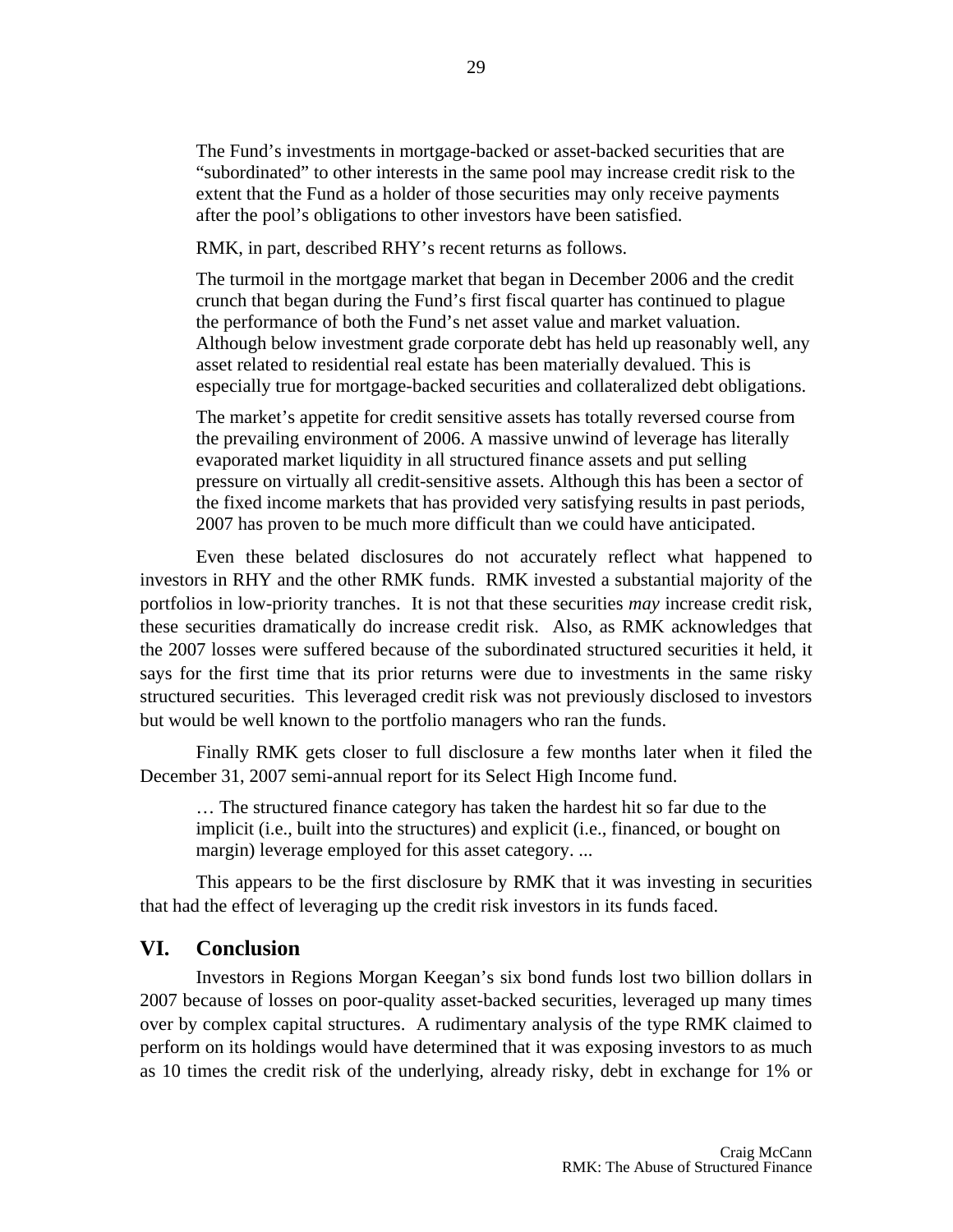> The Fund's investments in mortgage-backed or asset-backed securities that are "subordinated" to other interests in the same pool may increase credit risk to the extent that the Fund as a holder of those securities may only receive payments after the pool's obligations to other investors have been satisfied.

RMK, in part, described RHY's recent returns as follows.

> The turmoil in the mortgage market that began in December 2006 and the credit crunch that began during the Fund's first fiscal quarter has continued to plague the performance of both the Fund's net asset value and market valuation. Although below investment grade corporate debt has held up reasonably well, any asset related to residential real estate has been materially devalued. This is especially true for mortgage-backed securities and collateralized debt obligations.
>
> The market's appetite for credit sensitive assets has totally reversed course from the prevailing environment of 2006. A massive unwind of leverage has literally evaporated market liquidity in all structured finance assets and put selling pressure on virtually all credit-sensitive assets. Although this has been a sector of the fixed income markets that has provided very satisfying results in past periods, 2007 has proven to be much more difficult than we could have anticipated.

Even these belated disclosures do not accurately reflect what happened to investors in RHY and the other RMK funds. RMK invested a substantial majority of the portfolios in low-priority tranches. It is not that these securities *may* increase credit risk, these securities dramatically do increase credit risk. Also, as RMK acknowledges that the 2007 losses were suffered because of the subordinated structured securities it held, it says for the first time that its prior returns were due to investments in the same risky structured securities. This leveraged credit risk was not previously disclosed to investors but would be well known to the portfolio managers who ran the funds.

Finally RMK gets closer to full disclosure a few months later when it filed the December 31, 2007 semi-annual report for its Select High Income fund.

> … The structured finance category has taken the hardest hit so far due to the implicit (i.e., built into the structures) and explicit (i.e., financed, or bought on margin) leverage employed for this asset category. ...

This appears to be the first disclosure by RMK that it was investing in securities that had the effect of leveraging up the credit risk investors in its funds faced.

## VI. Conclusion

Investors in Regions Morgan Keegan's six bond funds lost two billion dollars in 2007 because of losses on poor-quality asset-backed securities, leveraged up many times over by complex capital structures. A rudimentary analysis of the type RMK claimed to perform on its holdings would have determined that it was exposing investors to as much as 10 times the credit risk of the underlying, already risky, debt in exchange for 1% or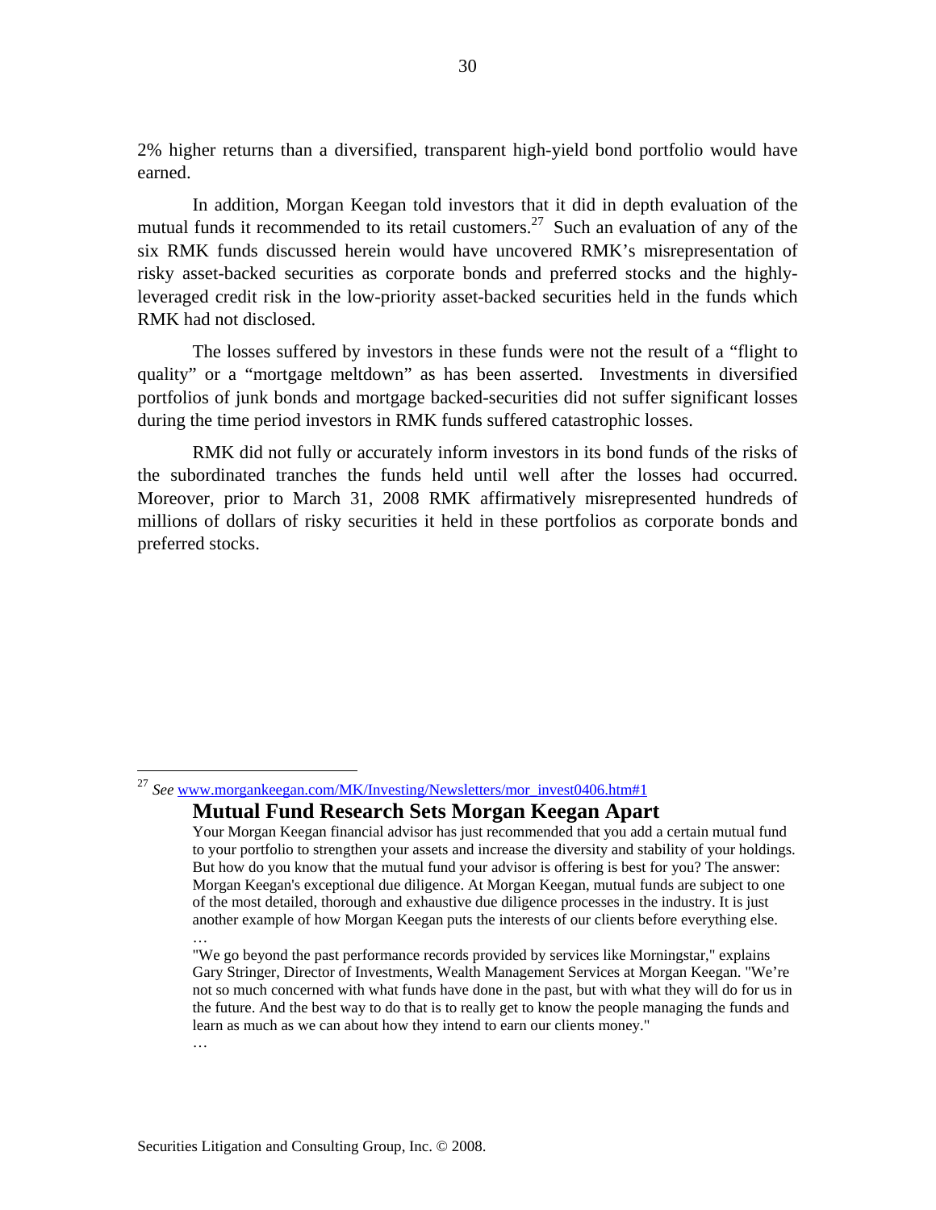2% higher returns than a diversified, transparent high-yield bond portfolio would have earned.

In addition, Morgan Keegan told investors that it did in depth evaluation of the mutual funds it recommended to its retail customers.[27] Such an evaluation of any of the six RMK funds discussed herein would have uncovered RMK's misrepresentation of risky asset-backed securities as corporate bonds and preferred stocks and the highly-leveraged credit risk in the low-priority asset-backed securities held in the funds which RMK had not disclosed.

The losses suffered by investors in these funds were not the result of a "flight to quality" or a "mortgage meltdown" as has been asserted. Investments in diversified portfolios of junk bonds and mortgage backed-securities did not suffer significant losses during the time period investors in RMK funds suffered catastrophic losses.

RMK did not fully or accurately inform investors in its bond funds of the risks of the subordinated tranches the funds held until well after the losses had occurred. Moreover, prior to March 31, 2008 RMK affirmatively misrepresented hundreds of millions of dollars of risky securities it held in these portfolios as corporate bonds and preferred stocks.

---

[27] *See* www.morgankeegan.com/MK/Investing/Newsletters/mor_invest0406.htm#1

> **Mutual Fund Research Sets Morgan Keegan Apart**
>
> Your Morgan Keegan financial advisor has just recommended that you add a certain mutual fund to your portfolio to strengthen your assets and increase the diversity and stability of your holdings. But how do you know that the mutual fund your advisor is offering is best for you? The answer: Morgan Keegan's exceptional due diligence. At Morgan Keegan, mutual funds are subject to one of the most detailed, thorough and exhaustive due diligence processes in the industry. It is just another example of how Morgan Keegan puts the interests of our clients before everything else.
>
> …
>
> "We go beyond the past performance records provided by services like Morningstar," explains Gary Stringer, Director of Investments, Wealth Management Services at Morgan Keegan. "We're not so much concerned with what funds have done in the past, but with what they will do for us in the future. And the best way to do that is to really get to know the people managing the funds and learn as much as we can about how they intend to earn our clients money."
>
> …

Securities Litigation and Consulting Group, Inc. © 2008.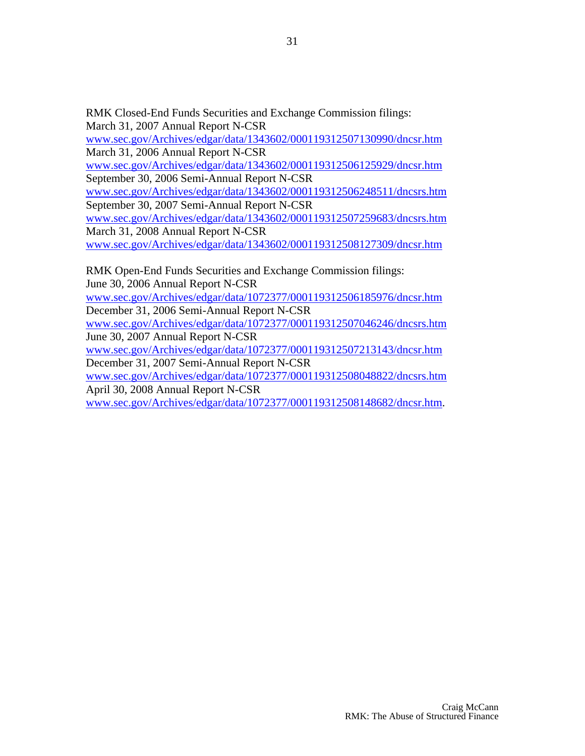RMK Closed-End Funds Securities and Exchange Commission filings:
March 31, 2007 Annual Report N-CSR
www.sec.gov/Archives/edgar/data/1343602/000119312507130990/dncsr.htm
March 31, 2006 Annual Report N-CSR
www.sec.gov/Archives/edgar/data/1343602/000119312506125929/dncsr.htm
September 30, 2006 Semi-Annual Report N-CSR
www.sec.gov/Archives/edgar/data/1343602/000119312506248511/dncsrs.htm
September 30, 2007 Semi-Annual Report N-CSR
www.sec.gov/Archives/edgar/data/1343602/000119312507259683/dncsrs.htm
March 31, 2008 Annual Report N-CSR
www.sec.gov/Archives/edgar/data/1343602/000119312508127309/dncsr.htm

RMK Open-End Funds Securities and Exchange Commission filings:
June 30, 2006 Annual Report N-CSR
www.sec.gov/Archives/edgar/data/1072377/000119312506185976/dncsr.htm
December 31, 2006 Semi-Annual Report N-CSR
www.sec.gov/Archives/edgar/data/1072377/000119312507046246/dncsrs.htm
June 30, 2007 Annual Report N-CSR
www.sec.gov/Archives/edgar/data/1072377/000119312507213143/dncsr.htm
December 31, 2007 Semi-Annual Report N-CSR
www.sec.gov/Archives/edgar/data/1072377/000119312508048822/dncsrs.htm
April 30, 2008 Annual Report N-CSR
www.sec.gov/Archives/edgar/data/1072377/000119312508148682/dncsr.htm.